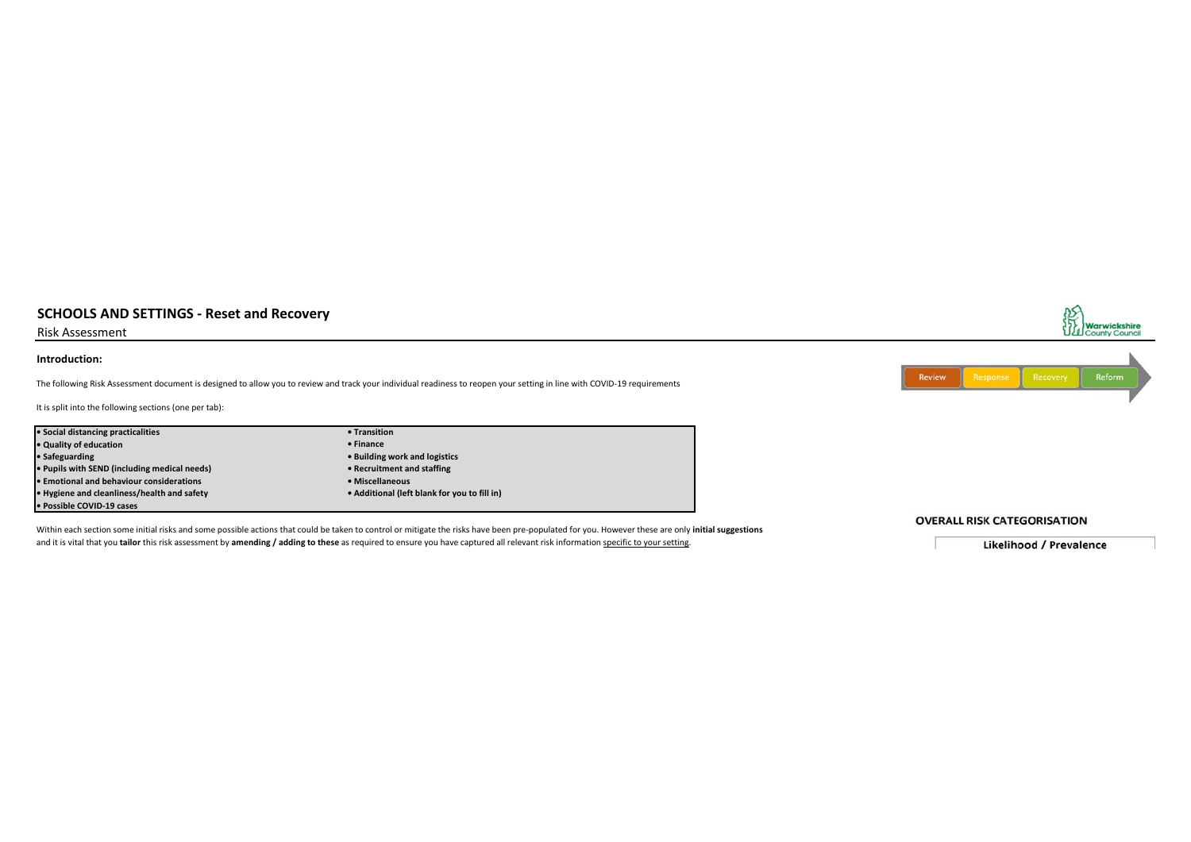# SCHOOLS AND SETTINGS - Reset and Recovery

Risk Assessment

Warwickshire County Council

## Introduction:

The following Risk Assessment document is designed to allow you to review and track your individual readiness to reopen your setting in line with COVID-19 requirements

Review | Response | Recovery | Reform

It is split into the following sections (one per tab):

| | |
|---|---|
| **• Social distancing practicalities** | **• Transition** |
| **• Quality of education** | **• Finance** |
| **• Safeguarding** | **• Building work and logistics** |
| **• Pupils with SEND (including medical needs)** | **• Recruitment and staffing** |
| **• Emotional and behaviour considerations** | **• Miscellaneous** |
| **• Hygiene and cleanliness/health and safety** | **• Additional (left blank for you to fill in)** |
| **• Possible COVID-19 cases** | |

Within each section some initial risks and some possible actions that could be taken to control or mitigate the risks have been pre-populated for you. However these are only **initial suggestions** and it is vital that you **tailor** this risk assessment by **amending / adding to these** as required to ensure you have captured all relevant risk information specific to your setting.

**OVERALL RISK CATEGORISATION**

**Likelihood / Prevalence**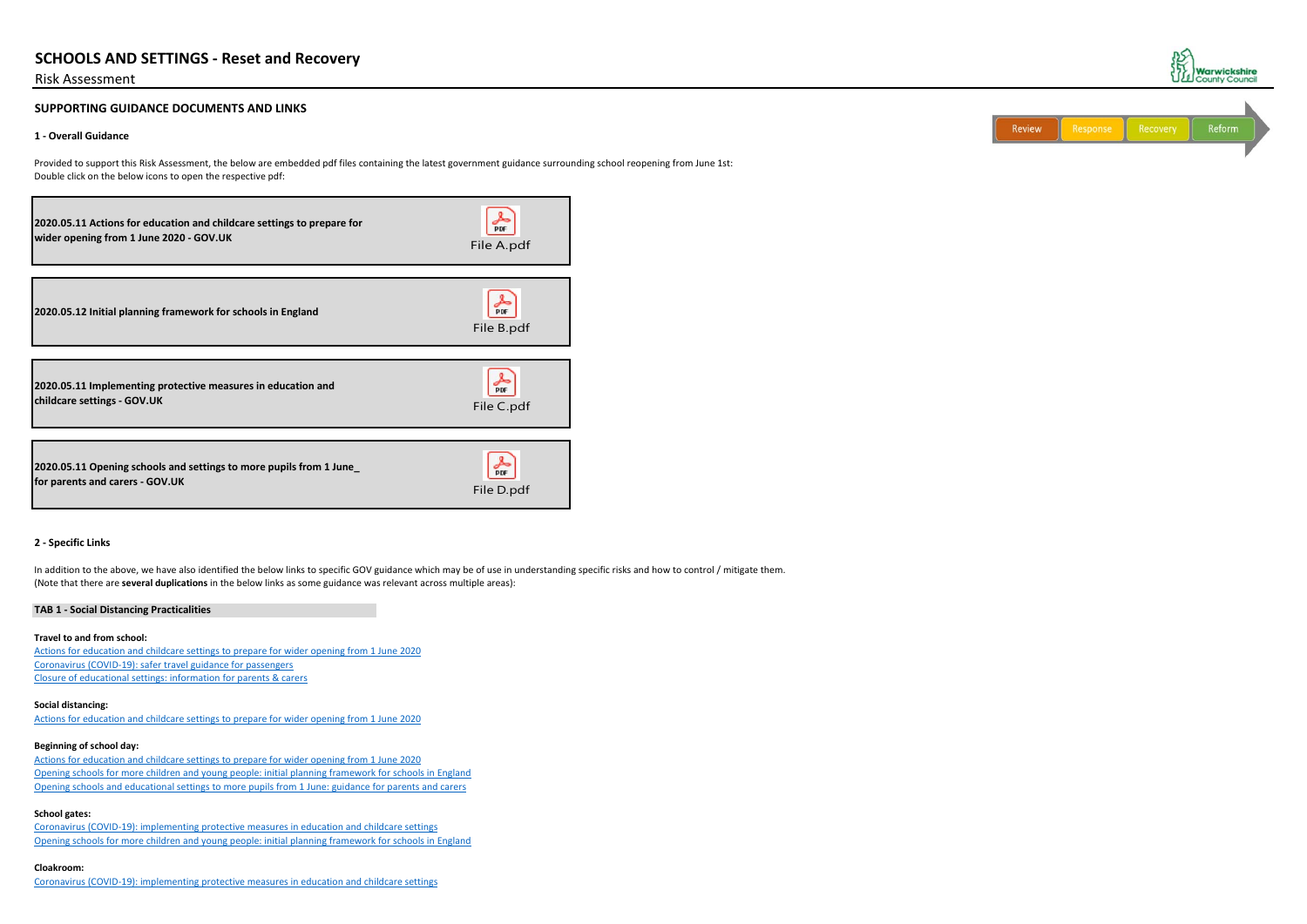# SCHOOLS AND SETTINGS - Reset and Recovery

Risk Assessment

Review | Response | Recovery | Reform

## SUPPORTING GUIDANCE DOCUMENTS AND LINKS

### 1 - Overall Guidance

Provided to support this Risk Assessment, the below are embedded pdf files containing the latest government guidance surrounding school reopening from June 1st:
Double click on the below icons to open the respective pdf:

| Document | File |
|---|---|
| **2020.05.11 Actions for education and childcare settings to prepare for wider opening from 1 June 2020 - GOV.UK** | File A.pdf |
| **2020.05.12 Initial planning framework for schools in England** | File B.pdf |
| **2020.05.11 Implementing protective measures in education and childcare settings - GOV.UK** | File C.pdf |
| **2020.05.11 Opening schools and settings to more pupils from 1 June_ for parents and carers - GOV.UK** | File D.pdf |

### 2 - Specific Links

In addition to the above, we have also identified the below links to specific GOV guidance which may be of use in understanding specific risks and how to control / mitigate them.
(Note that there are **several duplications** in the below links as some guidance was relevant across multiple areas):

**TAB 1 - Social Distancing Practicalities**

**Travel to and from school:**
Actions for education and childcare settings to prepare for wider opening from 1 June 2020
Coronavirus (COVID-19): safer travel guidance for passengers
Closure of educational settings: information for parents & carers

**Social distancing:**
Actions for education and childcare settings to prepare for wider opening from 1 June 2020

**Beginning of school day:**
Actions for education and childcare settings to prepare for wider opening from 1 June 2020
Opening schools for more children and young people: initial planning framework for schools in England
Opening schools and educational settings to more pupils from 1 June: guidance for parents and carers

**School gates:**
Coronavirus (COVID-19): implementing protective measures in education and childcare settings
Opening schools for more children and young people: initial planning framework for schools in England

**Cloakroom:**
Coronavirus (COVID-19): implementing protective measures in education and childcare settings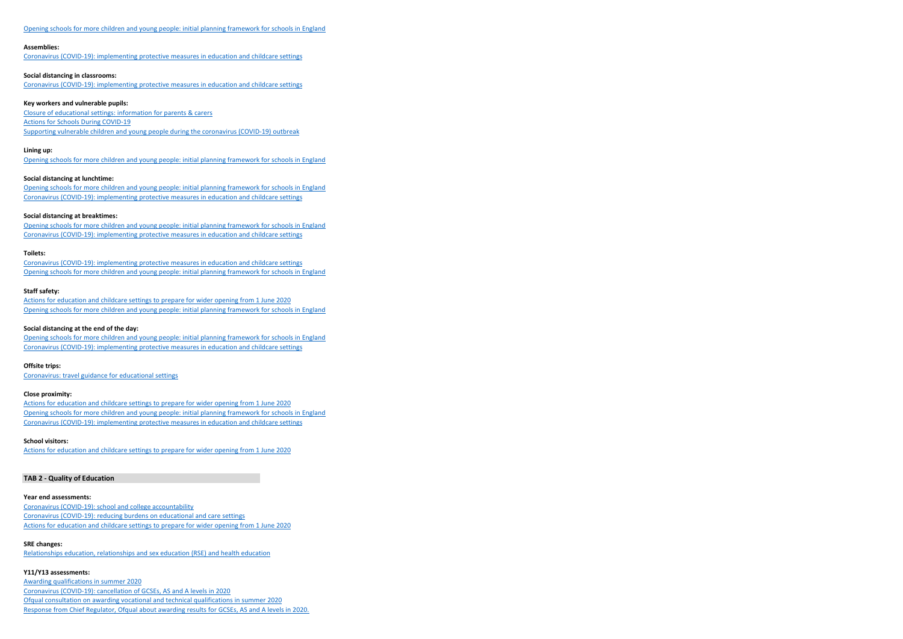Opening schools for more children and young people: initial planning framework for schools in England

**Assemblies:**

Coronavirus (COVID-19): implementing protective measures in education and childcare settings

**Social distancing in classrooms:**

Coronavirus (COVID-19): implementing protective measures in education and childcare settings

**Key workers and vulnerable pupils:**

Closure of educational settings: information for parents & carers
Actions for Schools During COVID-19
Supporting vulnerable children and young people during the coronavirus (COVID-19) outbreak

**Lining up:**

Opening schools for more children and young people: initial planning framework for schools in England

**Social distancing at lunchtime:**

Opening schools for more children and young people: initial planning framework for schools in England
Coronavirus (COVID-19): implementing protective measures in education and childcare settings

**Social distancing at breaktimes:**

Opening schools for more children and young people: initial planning framework for schools in England
Coronavirus (COVID-19): implementing protective measures in education and childcare settings

**Toilets:**

Coronavirus (COVID-19): implementing protective measures in education and childcare settings
Opening schools for more children and young people: initial planning framework for schools in England

**Staff safety:**

Actions for education and childcare settings to prepare for wider opening from 1 June 2020
Opening schools for more children and young people: initial planning framework for schools in England

**Social distancing at the end of the day:**

Opening schools for more children and young people: initial planning framework for schools in England
Coronavirus (COVID-19): implementing protective measures in education and childcare settings

**Offsite trips:**

Coronavirus: travel guidance for educational settings

**Close proximity:**

Actions for education and childcare settings to prepare for wider opening from 1 June 2020
Opening schools for more children and young people: initial planning framework for schools in England
Coronavirus (COVID-19): implementing protective measures in education and childcare settings

**School visitors:**

Actions for education and childcare settings to prepare for wider opening from 1 June 2020

## TAB 2 - Quality of Education

**Year end assessments:**

Coronavirus (COVID-19): school and college accountability
Coronavirus (COVID-19): reducing burdens on educational and care settings
Actions for education and childcare settings to prepare for wider opening from 1 June 2020

**SRE changes:**

Relationships education, relationships and sex education (RSE) and health education

**Y11/Y13 assessments:**

Awarding qualifications in summer 2020
Coronavirus (COVID-19): cancellation of GCSEs, AS and A levels in 2020
Ofqual consultation on awarding vocational and technical qualifications in summer 2020
Response from Chief Regulator, Ofqual about awarding results for GCSEs, AS and A levels in 2020.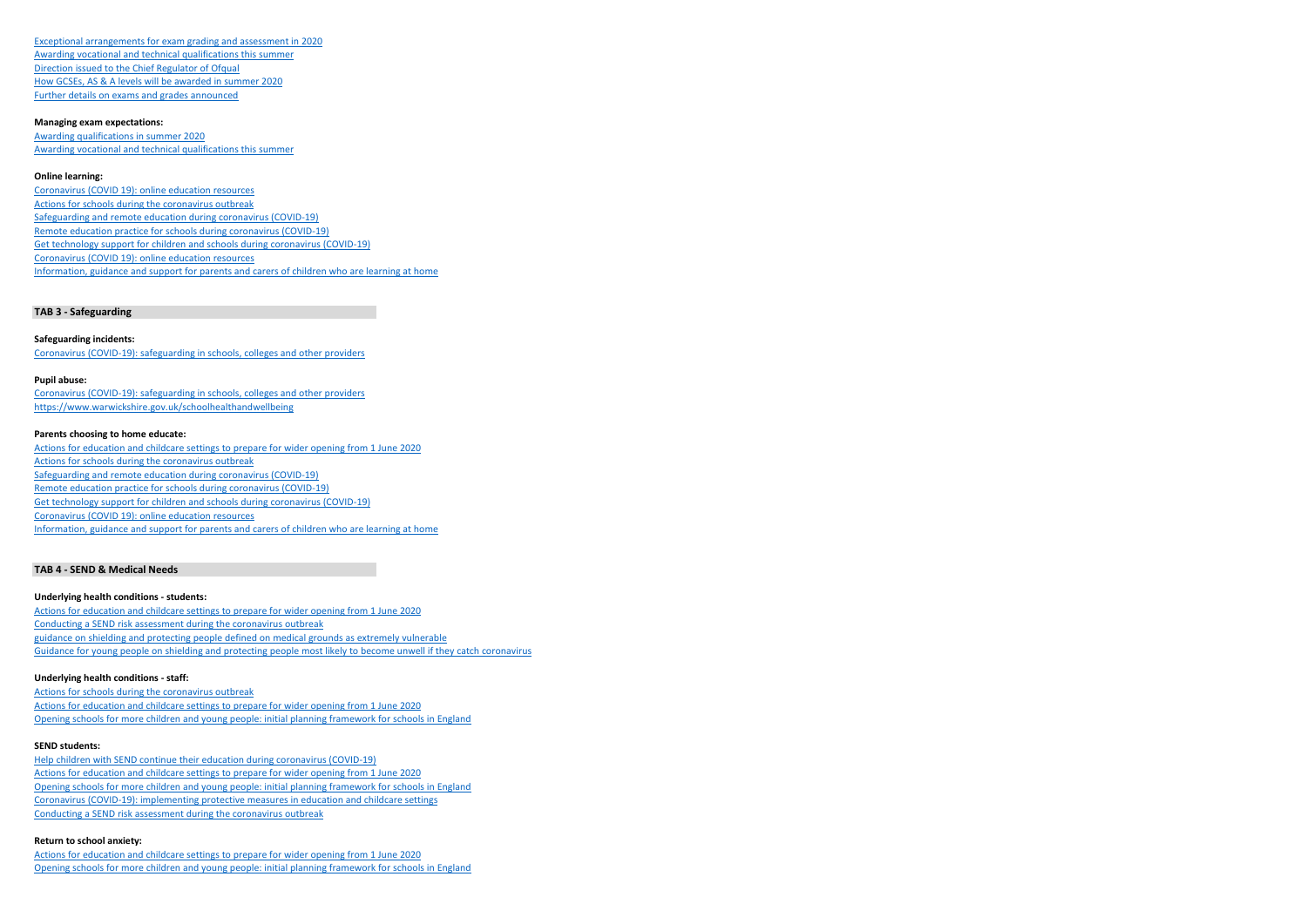Exceptional arrangements for exam grading and assessment in 2020
Awarding vocational and technical qualifications this summer
Direction issued to the Chief Regulator of Ofqual
How GCSEs, AS & A levels will be awarded in summer 2020
Further details on exams and grades announced

**Managing exam expectations:**

Awarding qualifications in summer 2020
Awarding vocational and technical qualifications this summer

**Online learning:**

Coronavirus (COVID 19): online education resources
Actions for schools during the coronavirus outbreak
Safeguarding and remote education during coronavirus (COVID-19)
Remote education practice for schools during coronavirus (COVID-19)
Get technology support for children and schools during coronavirus (COVID-19)
Coronavirus (COVID 19): online education resources
Information, guidance and support for parents and carers of children who are learning at home

## TAB 3 - Safeguarding

**Safeguarding incidents:**

Coronavirus (COVID-19): safeguarding in schools, colleges and other providers

**Pupil abuse:**

Coronavirus (COVID-19): safeguarding in schools, colleges and other providers
https://www.warwickshire.gov.uk/schoolhealthandwellbeing

**Parents choosing to home educate:**

Actions for education and childcare settings to prepare for wider opening from 1 June 2020
Actions for schools during the coronavirus outbreak
Safeguarding and remote education during coronavirus (COVID-19)
Remote education practice for schools during coronavirus (COVID-19)
Get technology support for children and schools during coronavirus (COVID-19)
Coronavirus (COVID 19): online education resources
Information, guidance and support for parents and carers of children who are learning at home

## TAB 4 - SEND & Medical Needs

**Underlying health conditions - students:**

Actions for education and childcare settings to prepare for wider opening from 1 June 2020
Conducting a SEND risk assessment during the coronavirus outbreak
guidance on shielding and protecting people defined on medical grounds as extremely vulnerable
Guidance for young people on shielding and protecting people most likely to become unwell if they catch coronavirus

**Underlying health conditions - staff:**

Actions for schools during the coronavirus outbreak
Actions for education and childcare settings to prepare for wider opening from 1 June 2020
Opening schools for more children and young people: initial planning framework for schools in England

**SEND students:**

Help children with SEND continue their education during coronavirus (COVID-19)
Actions for education and childcare settings to prepare for wider opening from 1 June 2020
Opening schools for more children and young people: initial planning framework for schools in England
Coronavirus (COVID-19): implementing protective measures in education and childcare settings
Conducting a SEND risk assessment during the coronavirus outbreak

**Return to school anxiety:**

Actions for education and childcare settings to prepare for wider opening from 1 June 2020
Opening schools for more children and young people: initial planning framework for schools in England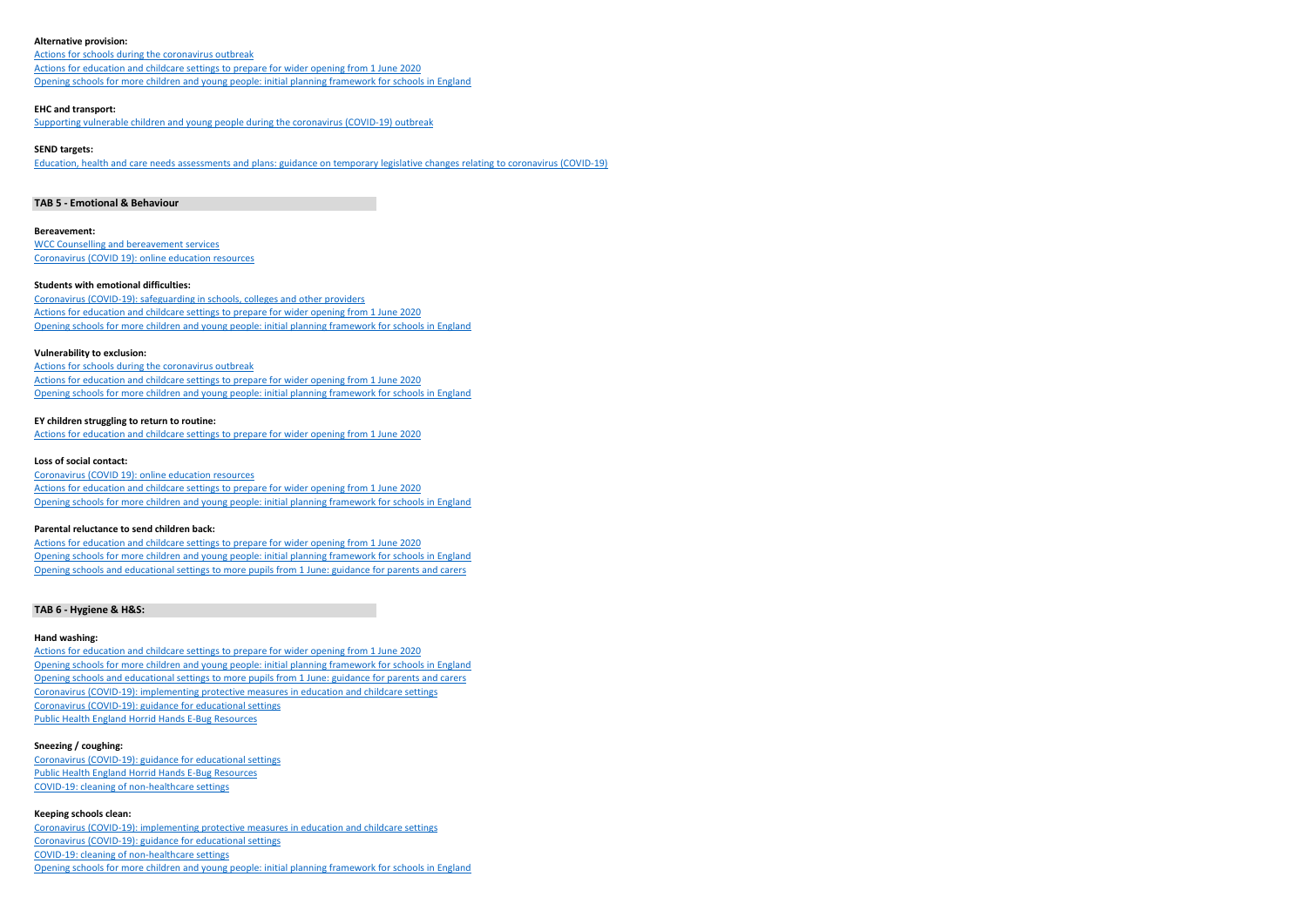**Alternative provision:**

Actions for schools during the coronavirus outbreak
Actions for education and childcare settings to prepare for wider opening from 1 June 2020
Opening schools for more children and young people: initial planning framework for schools in England

**EHC and transport:**

Supporting vulnerable children and young people during the coronavirus (COVID-19) outbreak

**SEND targets:**

Education, health and care needs assessments and plans: guidance on temporary legislative changes relating to coronavirus (COVID-19)

## TAB 5 - Emotional & Behaviour

**Bereavement:**

WCC Counselling and bereavement services
Coronavirus (COVID 19): online education resources

**Students with emotional difficulties:**

Coronavirus (COVID-19): safeguarding in schools, colleges and other providers
Actions for education and childcare settings to prepare for wider opening from 1 June 2020
Opening schools for more children and young people: initial planning framework for schools in England

**Vulnerability to exclusion:**

Actions for schools during the coronavirus outbreak
Actions for education and childcare settings to prepare for wider opening from 1 June 2020
Opening schools for more children and young people: initial planning framework for schools in England

**EY children struggling to return to routine:**

Actions for education and childcare settings to prepare for wider opening from 1 June 2020

**Loss of social contact:**

Coronavirus (COVID 19): online education resources
Actions for education and childcare settings to prepare for wider opening from 1 June 2020
Opening schools for more children and young people: initial planning framework for schools in England

**Parental reluctance to send children back:**

Actions for education and childcare settings to prepare for wider opening from 1 June 2020
Opening schools for more children and young people: initial planning framework for schools in England
Opening schools and educational settings to more pupils from 1 June: guidance for parents and carers

## TAB 6 - Hygiene & H&S:

**Hand washing:**

Actions for education and childcare settings to prepare for wider opening from 1 June 2020
Opening schools for more children and young people: initial planning framework for schools in England
Opening schools and educational settings to more pupils from 1 June: guidance for parents and carers
Coronavirus (COVID-19): implementing protective measures in education and childcare settings
Coronavirus (COVID-19): guidance for educational settings
Public Health England Horrid Hands E-Bug Resources

**Sneezing / coughing:**

Coronavirus (COVID-19): guidance for educational settings
Public Health England Horrid Hands E-Bug Resources
COVID-19: cleaning of non-healthcare settings

**Keeping schools clean:**

Coronavirus (COVID-19): implementing protective measures in education and childcare settings
Coronavirus (COVID-19): guidance for educational settings
COVID-19: cleaning of non-healthcare settings
Opening schools for more children and young people: initial planning framework for schools in England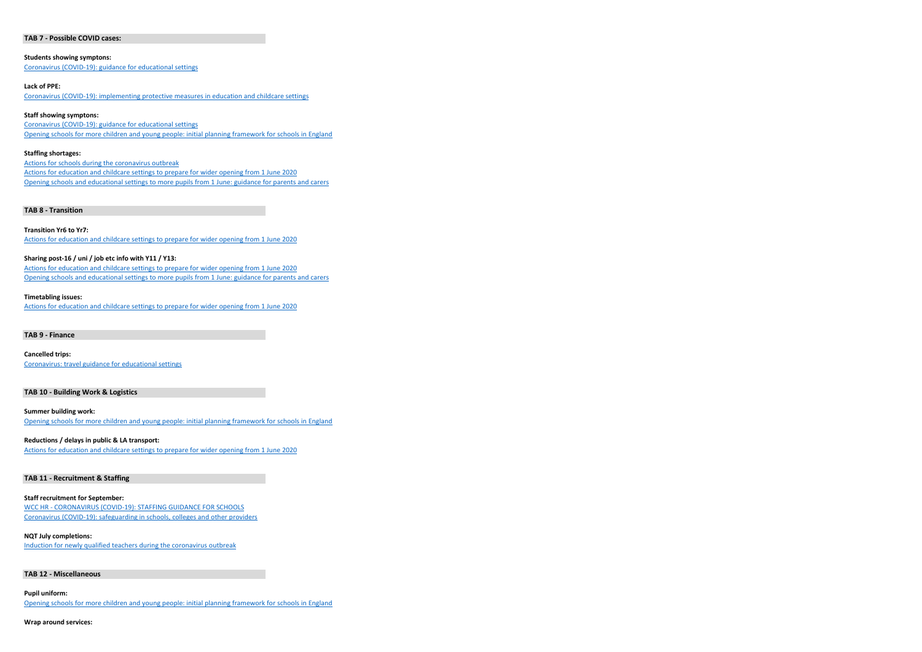## TAB 7 - Possible COVID cases:

**Students showing symptons:**

Coronavirus (COVID-19): guidance for educational settings

**Lack of PPE:**

Coronavirus (COVID-19): implementing protective measures in education and childcare settings

**Staff showing symptons:**

Coronavirus (COVID-19): guidance for educational settings
Opening schools for more children and young people: initial planning framework for schools in England

**Staffing shortages:**

Actions for schools during the coronavirus outbreak
Actions for education and childcare settings to prepare for wider opening from 1 June 2020
Opening schools and educational settings to more pupils from 1 June: guidance for parents and carers

## TAB 8 - Transition

**Transition Yr6 to Yr7:**

Actions for education and childcare settings to prepare for wider opening from 1 June 2020

**Sharing post-16 / uni / job etc info with Y11 / Y13:**

Actions for education and childcare settings to prepare for wider opening from 1 June 2020
Opening schools and educational settings to more pupils from 1 June: guidance for parents and carers

**Timetabling issues:**

Actions for education and childcare settings to prepare for wider opening from 1 June 2020

## TAB 9 - Finance

**Cancelled trips:**

Coronavirus: travel guidance for educational settings

## TAB 10 - Building Work & Logistics

**Summer building work:**

Opening schools for more children and young people: initial planning framework for schools in England

**Reductions / delays in public & LA transport:**

Actions for education and childcare settings to prepare for wider opening from 1 June 2020

## TAB 11 - Recruitment & Staffing

**Staff recruitment for September:**

WCC HR - CORONAVIRUS (COVID-19): STAFFING GUIDANCE FOR SCHOOLS
Coronavirus (COVID-19): safeguarding in schools, colleges and other providers

**NQT July completions:**

Induction for newly qualified teachers during the coronavirus outbreak

## TAB 12 - Miscellaneous

**Pupil uniform:**

Opening schools for more children and young people: initial planning framework for schools in England

**Wrap around services:**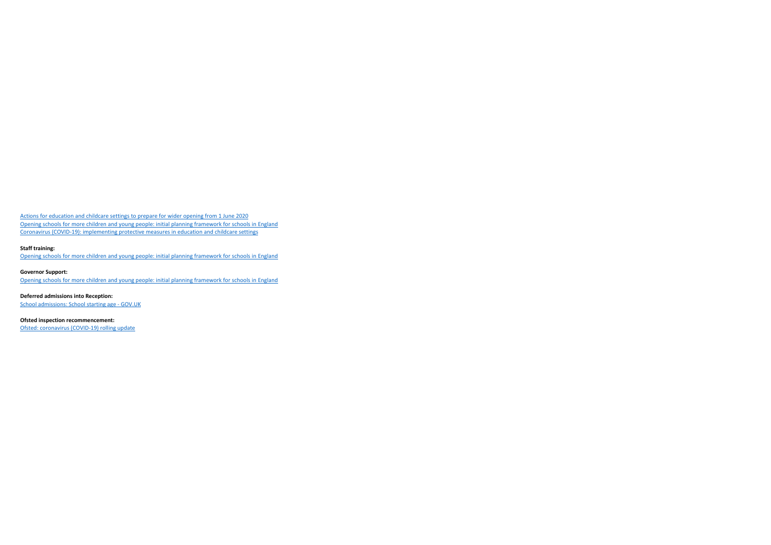Actions for education and childcare settings to prepare for wider opening from 1 June 2020
Opening schools for more children and young people: initial planning framework for schools in England
Coronavirus (COVID-19): implementing protective measures in education and childcare settings

**Staff training:**
Opening schools for more children and young people: initial planning framework for schools in England

**Governor Support:**
Opening schools for more children and young people: initial planning framework for schools in England

**Deferred admissions into Reception:**
School admissions: School starting age - GOV.UK

**Ofsted inspection recommencement:**
Ofsted: coronavirus (COVID-19) rolling update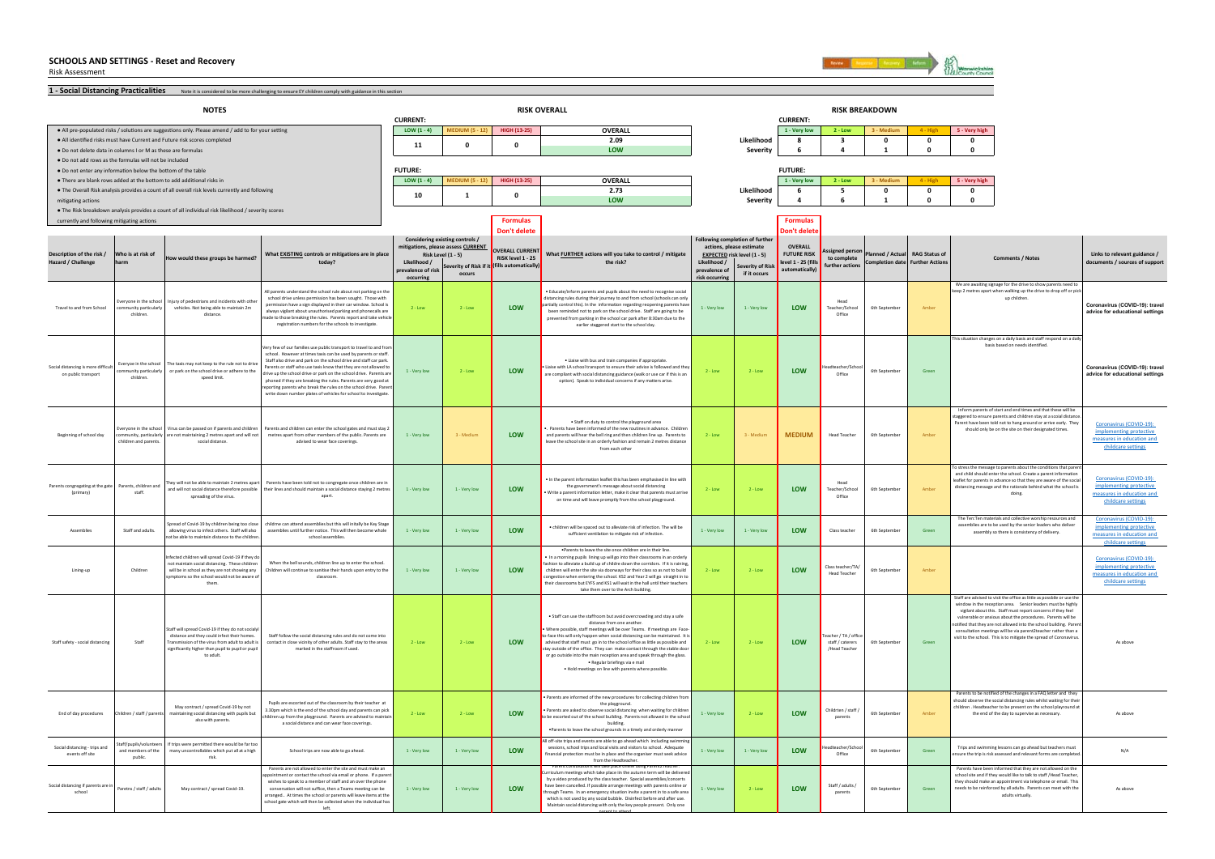# SCHOOLS AND SETTINGS - Reset and Recovery

Risk Assessment

Review | Readjust | Recovery | Reform

## 1 - Social Distancing Practicalities

Note it is considered to be more challenging to ensure EY children comply with guidance in this section

### NOTES

- All pre-populated risks / solutions are suggestions only. Please amend / add to for your setting
- All identified risks must have Current and Future risk scores completed
- Do not delete data in columns I or M as these are formulas
- Do not add rows as the formulas will not be included
- Do not enter any information below the bottom of the table
- There are blank rows added at the bottom to add additional risks in
- The Overall Risk analysis provides a count of all overall risk levels currently and following mitigating actions
- The Risk breakdown analysis provides a count of all individual risk likelihood / severity scores currently and following mitigating actions

### RISK OVERALL

**CURRENT:**

| LOW (1 - 4) | MEDIUM (5 - 12) | HIGH (13-25) | OVERALL |
|---|---|---|---|
| 11 | 0 | 0 | 2.09 |
| | | | LOW |

**FUTURE:**

| LOW (1 - 4) | MEDIUM (5 - 12) | HIGH (13-25) | OVERALL |
|---|---|---|---|
| 10 | 1 | 0 | 2.73 |
| | | | LOW |

### RISK BREAKDOWN

**CURRENT:**

| | 1 - Very low | 2 - Low | 3 - Medium | 4 - High | 5 - Very high |
|---|---|---|---|---|---|
| Likelihood | 8 | 3 | 0 | 0 | 0 |
| Severity | 6 | 4 | 1 | 0 | 0 |

**FUTURE:**

| | 1 - Very low | 2 - Low | 3 - Medium | 4 - High | 5 - Very high |
|---|---|---|---|---|---|
| Likelihood | 6 | 5 | 0 | 0 | 0 |
| Severity | 4 | 6 | 1 | 0 | 0 |

Formulas Don't delete

| Description of the risk / Hazard / Challenge | Who is at risk of harm | How would these groups be harmed? | What EXISTING controls or mitigations are in place today? | Considering existing controls / mitigations, please assess CURRENT Risk Level (1 - 5): Likelihood / prevalence of risk occurring | Severity of Risk if it occurs | OVERALL CURRENT RISK level 1 - 25 (fills automatically) | What FURTHER actions will you take to control / mitigate the risk? | Following completion of further actions, please estimate EXPECTED risk level (1 - 5): Likelihood / prevalence of risk occurring | Severity of Risk if it occurs | OVERALL FUTURE RISK level 1 - 25 (fills automatically) | Assigned person to complete further actions | Planned / Actual Completion date | RAG Status of Further Actions | Comments / Notes | Links to relevant guidance / documents / sources of support |
|---|---|---|---|---|---|---|---|---|---|---|---|---|---|---|---|
| Travel to and from School | Everyone in the school community particularly children. | Injury of pedestrians and incidents with other vehicles. Not being able to maintain 2m distance. | All parents understand the school rule about not parking on the school drive unless permission has been sought. Those with permission have a sign displayed in their car window. School is always vigilant about unauthorised parking and phonecalls are made to those breaking the rules. Parents report and take vehicle registration numbers for the schools to investigate. | 2 - Low | 2 - Low | LOW | • Educate/inform parents and pupils about the need to recognise social distancing rules during their journey to and from school (schools can only partially control this). In the information regarding reopening parents have been reminded not to park on the school drive. Staff are going to be prevented from parking in the school car park after 8:30am due to the earlier staggered start to the school day. | 1 - Very low | 1 - Very low | LOW | Head Teacher/School Office | 6th September | Amber | We are awaiting signage for the drive to show parents need to keep 2 metres apart when walking up the drive to drop off or pick up children. | Coronavirus (COVID-19): travel advice for educational settings |
| Social distancing is more difficult on public transport | Everyone in the school community particularly children. | The taxis may not keep to the rule not to drive or park on the school drive or adhere to the speed limit. | Very few of our families use public transport to travel to and from school. However at times taxis can be used by parents or staff. Staff also drive and park on the school drive and staff car park. Parents or staff who use taxis know that they are not allowed to drive up the school drive or park on the school drive. Parents are phoned if they are breaking the rules. Parents are very good at reporting parents who break the rules on the school drive. Parents write down number plates of vehicles for school to investigate. | 1 - Very low | 2 - Low | LOW | • Liaise with bus and train companies if appropriate. • Liaise with LA school transport to ensure their advice is followed and they are compliant with social distancing guidance (walk or use car if this is an option). Speak to individual concerns if any matters arise. | 2 - Low | 2 - Low | LOW | Headteacher/School Office | 6th September | Green | This situation changes on a daily basis and staff respond on a daily basis based on needs identified. | Coronavirus (COVID-19): travel advice for educational settings |
| Beginning of school day | Everyone in the school community, particularly children and parents. | Virus can be passed on if parents and children are not maintaining 2 metres apart and will not social distance. | Parents and children can enter the school gates and must stay 2 metres apart from other members of the public. Parents are advised to wear face coverings. | 1 - Very low | 3 - Medium | LOW | • Staff on duty to control the playground area • Parents have been informed of the new routines in advance. Children and parents will hear the bell ring and then children line up. Parents to leave the school site in an orderly fashion and remain 2 metres distance from each other | 2 - Low | 3 - Medium | MEDIUM | Head Teacher | 6th September | Amber | Inform parents of start and end times and that these will be staggered to ensure parents and children stay at a social distance. Parent have been told not to hang around or arrive early. They should only be on the site on their designated times. | Coronavirus (COVID-19): implementing protective measures in education and childcare settings |
| Parents congregating at the gate (primary) | Parents, children and staff. | They will not be able to maintain 2 metres apart and will not social distance therefore possible spreading of the virus. | Parents have been told not to congregate once children are in their lines and should maintain a social distance staying 2 metres apart. | 1 - Very low | 1 - Very low | LOW | • In the parent information leaflet this has been emphasised in line with the government's message about social distancing • Write a parent information letter, make it clear that parents must arrive on time and will leave promptly from the school playground. | 2 - Low | 2 - Low | LOW | Head Teacher/School Office | 6th September | Amber | To stress the message to parents about the conditions that parent and child should enter the school. Create a parent information leaflet for parents in advance so that they are aware of the social distancing message and the rationale behind what the school is doing. | Coronavirus (COVID-19): implementing protective measures in education and childcare settings |
| Assemblies | Staff and adults. | Spread of Covid-19 by children being too close allowing virus to infect others. Staff will also not be able to maintain distance to the children. | childrne can attend assemblies but this will initally be Key Stage assemblies until further notice. This will then become whole school assemblies. | 1 - Very low | 1 - Very low | LOW | • children will be spaced out to alleviate risk of infection. The will be sufficient ventilation to mitigate risk of infection. | 1 - Very low | 1 - Very low | LOW | Class teacher | 6th September | Green | The Ten:Ten materials and collective worship resources and assemblies are to be used by the school leaders who deliver assembly so there is consistency of delivery. | Coronavirus (COVID-19): implementing protective measures in education and childcare settings |
| Lining-up | Children | Infected children will spread Covid-19 if they do not maintain social distancing. These children will be in school as they are not showing any symptoms so the school would not be aware of them. | When the bell sounds, children line up to enter the school. Children will continue to sanitise their hands upon entry to the classroom. | 1 - Very low | 1 - Very low | LOW | •Parents to leave the site once children are in their line. • In a morning pupils lining up will go into their classrooms in an orderly fashion to alleviate a build up of childre down the corridors. If it is raining, children will enter the site via doorways for their class so as not to build congestion when entering the school. KS2 and Year 2 will go straight in to their classrooms but EYFS and KS1 will wait in the hall until their teachers take them over to the Arch building. | 2 - Low | 2 - Low | LOW | Class teacher/TA/ Head Teacher | 6th September | Amber | | Coronavirus (COVID-19): implementing protective measures in education and childcare settings |
| Staff safety - social distancing | Staff | Staff will spread Covid-19 if they do not socialy distance and they could infect their homes. Transmission of the virus from adult to adult is significantly higher than pupil to pupil or pupil to adult. | Staff follow the social distancing rules and do not come into contact in close vicinity of other adults. Staff stay to the areas marked in the staffroom if used. | 2 - Low | 2 - Low | LOW | • Staff can use the staffroom but avoid overcrowding and stay a safe distance from one another. • Where possible, staff meetings will be over Teams. If meetings are Face-to-face this will only happen when social distancing can be maintained. It is advised that staff must go in to the school office as little as possible and stay outside of the office. They can make contact through the stable door or go outside into the main reception area and speak through the glass. • Regular briefings via e mail • Hold meetings on line with parents where possible. | 2 - Low | 2 - Low | LOW | Teacher / TA / office staff / caterers /Head Teacher | 6th September | Green | Staff are advised to visit the office as little as possible or use the window in the reception area. Senior leaders must be highly vigilant about this. Staff must report concerns if they feel vulnerable or anxious about the procedures. Parents will be notified that they are not allowed into the school building. Parent consultation meetings will be via parent2teacher rather than a visit to the school. This is to mitigate the spread of Coronavirus. | As above |
| End of day procedures | Children / staff / parents | May contract / spread Covid-19 by not maintaining social distancing with pupils but also with parents. | Pupils are escorted out of the classroom by their teacher at 3.10pm which is the end of the school day and parents can pick children up from the playground. Parents are advised to maintain a social distance and can wear face coverings. | 2 - Low | 2 - Low | LOW | • Parents are informed of the new procedures for collecting children from the playground. • Parents are asked to observe social distancing when waiting for children to be escorted out of the school building. Parents not allowed in the school building. •Parents to leave the school grounds in a timely and orderly manner | 1 - Very low | 2 - Low | LOW | Childrten / staff / parents | 6th September | Amber | Parents to be notified of the changes in a FAQ letter and they should observe the social distancing rules whilst waiting for their children . Headteacher to be present on the school playground at the end of the day to supervise as necessary. | As above |
| Social distancing - trips and events off site | Staff/pupils/volunteers and members of the public. | If trips were permitted there would be far too many uncontrollables which put all at a high risk. | School trips are now able to go ahead. | 1 - Very low | 1 - Very low | LOW | All off-site trips and events are able to go ahead which including swimming sessions, school trips and local visits and visitors to school. Adequate financial protection must be in place and the organiser must seek advice from the Headteacher. | 1 - Very low | 1 - Very low | LOW | Headteacher/School Office | 6th September | Green | Trips and swimming lessons can go ahead but teachers must ensure the trip is risk assessed and relevant forms are completed. | N/A |
| Social distancing if parents are in school | Paretns / staff / adults | May contract / spread Covid-19. | Parents are not allowed to enter the site and must make an appointment or contact the school via email or phone. If a parent wishes to speak to a member of staff and an over the phone conversation will not suffice, then a Teams meeting can be arranged.. At times the school or parents will leave items at the school gate which will then be collected when the individual has left. | 1 - Very low | 1 - Very low | LOW | Parent consultations will take place online using Parent2Teacher. Curriculum meetings which take place in the autumn term will be delivered by a video produced by the class teacher. Special assemblies/concerts have been cancelled. If possible arrange meetings with parents online or through Teams. In an emergency situation invite a parent in to a safe area which is not used by any social bubble. Disinfect before and after use. Maintain social distancing with only the key people present. Only one parent to attend | 1 - Very low | 1 - Very low | LOW | Staff / adults / parents | 6th September | Green | Parents have been informed that they are not allowed on the school site and if they would like to talk to staff / Head Teacher, they should make an appointment via telephone or email. This needs to be reinforced by all adults. Parents can meet with the adults virtually. | As above |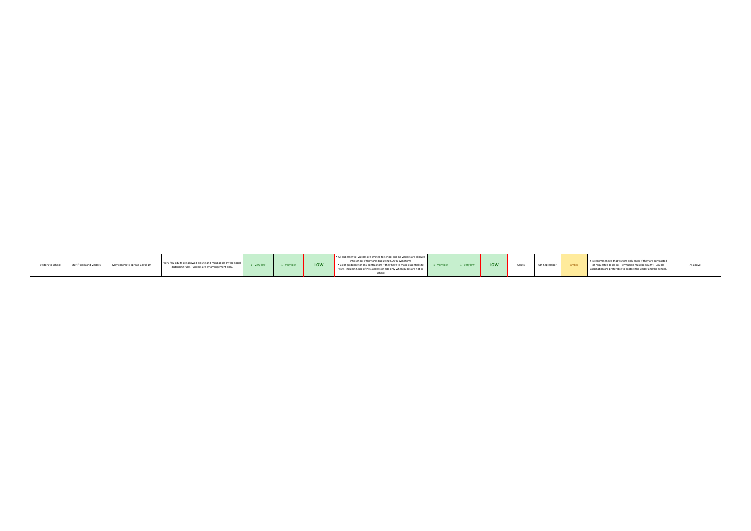| | | | | | | | | | | | | | | |
|---|---|---|---|---|---|---|---|---|---|---|---|---|---|---|
| Visitors to school | Staff/Pupils and Visitors | May contract / spread Covid-19 | Very few adults are allowed on site and must abide by the social distancing rules. Visitors are by arrangement only. | 1 - Very low | 1 - Very low | LOW | • All but essential visitors are limited to school and no visitors are allowed into school if they are displaying COVID symptoms<br>• Clear guidance for any contractors if they have to make essential site visits, including, use of PPE, access on site only when pupils are not in school. | 1 - Very low | 1 - Very low | LOW | Adults | 6th September | Amber | It is recommended that visitors only enter if they are contracted or requested to do so. Permission must be sought. Double vaccination are preferable to protect the visitor and the school. | As above |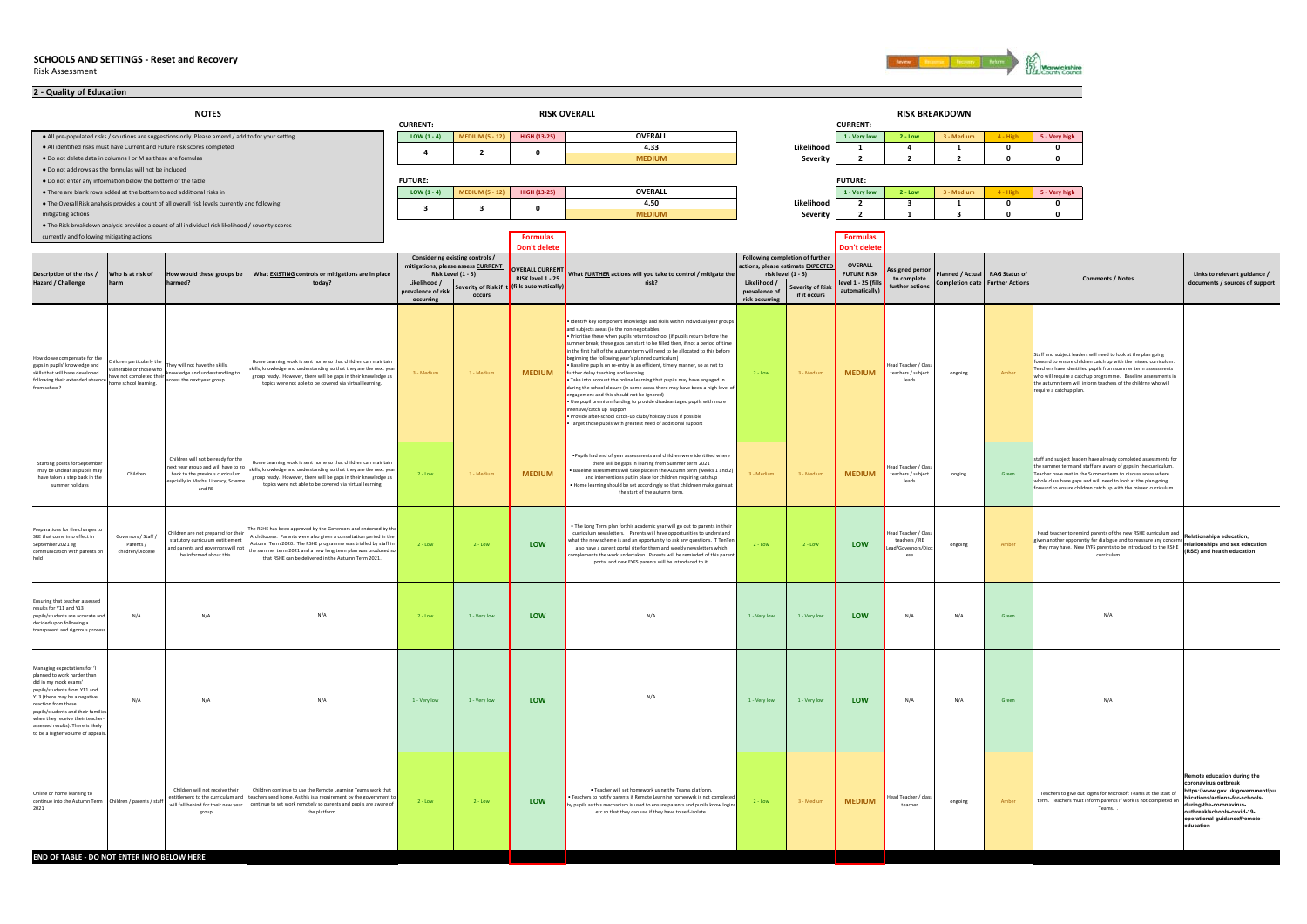# SCHOOLS AND SETTINGS - Reset and Recovery

Risk Assessment

Review | Response | Recovery | Reform

## 2 - Quality of Education

### NOTES

- All pre-populated risks / solutions are suggestions only. Please amend / add to for your setting
- All identified risks must have Current and Future risk scores completed
- Do not delete data in columns I or M as these are formulas
- Do not add rows as the formulas will not be included
- Do not enter any information below the bottom of the table
- There are blank rows added at the bottom to add additional risks in
- The Overall Risk analysis provides a count of all overall risk levels currently and following mitigating actions
- The Risk breakdown analysis provides a count of all individual risk likelihood / severity scores currently and following mitigating actions

### RISK OVERALL

**CURRENT:**

| LOW (1 - 4) | MEDIUM (5 - 12) | HIGH (13-25) | OVERALL |
|---|---|---|---|
| 4 | 2 | 0 | 4.33 |
| | | | MEDIUM |

**FUTURE:**

| LOW (1 - 4) | MEDIUM (5 - 12) | HIGH (13-25) | OVERALL |
|---|---|---|---|
| 3 | 3 | 0 | 4.50 |
| | | | MEDIUM |

### RISK BREAKDOWN

**CURRENT:**

| | 1 - Very low | 2 - Low | 3 - Medium | 4 - High | 5 - Very high |
|---|---|---|---|---|---|
| Likelihood | 1 | 4 | 1 | 0 | 0 |
| Severity | 2 | 2 | 2 | 0 | 0 |

**FUTURE:**

| | 1 - Very low | 2 - Low | 3 - Medium | 4 - High | 5 - Very high |
|---|---|---|---|---|---|
| Likelihood | 2 | 3 | 1 | 0 | 0 |
| Severity | 2 | 1 | 3 | 0 | 0 |

| Description of the risk / Hazard / Challenge | Who is at risk of harm | How would these groups be harmed? | What EXISTING controls or mitigations are in place today? | Considering existing controls / mitigations, please assess CURRENT Risk Level (1 - 5): Likelihood / prevalence of risk occurring | Severity of Risk if it occurs | OVERALL CURRENT RISK level 1 - 25 (fills automatically) (Formulas Don't delete) | What FURTHER actions will you take to control / mitigate the risk? | Following completion of further actions, please estimate EXPECTED risk level (1 - 5): Likelihood / prevalence of risk occurring | Severity of Risk if it occurs | OVERALL FUTURE RISK level 1 - 25 (fills automatically) (Formulas Don't delete) | Assigned person to complete further actions | Planned / Actual Completion date | RAG Status of Further Actions | Comments / Notes | Links to relevant guidance / documents / sources of support |
|---|---|---|---|---|---|---|---|---|---|---|---|---|---|---|---|
| How do we compensate for the gaps in pupils' knowledge and skills that will have developed following their extended absence from school? | Children particularly the vulnerable or those who have not completed their home school learning. | They will not have the skills, knowledge and understanding to access the next year group | Home Learning work is sent home so that children can maintain skills, knowledge and understanding so that they are the next year group ready. However, there will be gaps in their knowledge as topics were not able to be covered via virtual learning. | 3 - Medium | 3 - Medium | MEDIUM | • Identify key component knowledge and skills within individual year groups and subjects areas (ie the non-negotiables)<br>• Prioritise these when pupils return to school (if pupils return before the summer break, these gaps can start to be filled then, if not a period of time in the first half of the autumn term will need to be allocated to this before beginning the following year's planned curriculum)<br>• Baseline pupils on re-entry in an efficient, timely manner, so as not to further delay teaching and learning<br>• Take into account the online learning that pupils may have engaged in during the school closure (in some areas there may have been a high level of engagement and this should not be ignored)<br>• Use pupil premium funding to provide disadvantaged pupils with more intensive/catch up support<br>• Provide after-school catch-up clubs/holiday clubs if possible<br>• Target those pupils with greatest need of additional support | 2 - Low | 3 - Medium | MEDIUM | Head Teacher / Class teachers / subject leads | ongoing | Amber | Staff and subject leaders will need to look at the plan going forward to ensure children catch up with the missed curriculum. Teachers have identified pupils from summer term assessments who will require a catchup programme. Baseline assessments in the autumn term will inform teachers of the childrne who will require a catchup plan. | |
| Starting points for September may be unclear as pupils may have taken a step back in the summer holidays | Children | Children will not be ready for the next year group and will have to go back to the previous curriculum espcially in Maths, Literacy, Science and RE | Home Learning work is sent home so that children can maintain skills, knowledge and understanding so that they are the next year group ready. However, there will be gaps in their knowledge as topics were not able to be covered via virtual learning | 2 - Low | 3 - Medium | MEDIUM | •Pupils had end of year assessments and children were identified where there will be gaps in learning from Summer term 2021<br>• Baseline assessments will take place in the Autumn term (weeks 1 and 2) and interventions put in place for children requiring catchup<br>• Home learning should be set accordingly so that childmen make gains at the start of the autumn term. | 3 - Medium | 3 - Medium | MEDIUM | Head Teacher / Class teachers / subject leads | ongoing | Green | staff and subject leaders have already completed assessments for the summer term and staff are aware of gaps in the curriculum. Teacher have met in the Summer term to discuss areas where whole class have gaps and will need to look at the plan going forward to ensure children catch up with the missed curriculum. | |
| Preparations for the changes to SRE that come into effect in September 2021 eg communication with parents on hold | Governors / Staff / Parents / children/Diocese | Children are not prepared for their statutory curriculum entitlement and parents and governors will not be informed about this. | The RSHE has been approved by the Governors and endorsed by the Archdiocese. Parents were also given a consultation period in the Autumn Term 2020. The RSHE programme was trialled by staff in the summer term 2021 and a new long term plan was produced so that RSHE can be delivered in the Autumn Term 2021. | 2 - Low | 2 - Low | LOW | • The Long Term plan forthis academic year will go out to parents in their curriculum newsletters. Parents will have opportunities to understand what the new scheme is and an opportunity to ask any questions. T TenTen also have a parent portal site for them and weekly newsletters which complements the work undertaken. Parents will be reminded of this parent portal and new EYFS parents will be introduced to it. | 2 - Low | 2 - Low | LOW | Head Teacher / Class teachers / RE Lead/Governors/Diocese | ongoing | Amber | Head teacher to remind parents of the new RSHE curriculum and given another opportunity for dialogue and to reassure any concerns they may have. New EYFS parents to be introduced to the RSHE curriculum | Relationships education, relationships and sex education (RSE) and health education |
| Ensuring that teacher assessed results for Y11 and Y13 pupils/students are accurate and decided upon following a transparent and rigorous process | N/A | N/A | N/A | 2 - Low | 1 - Very low | LOW | N/A | 1 - Very low | 1 - Very low | LOW | N/A | N/A | Green | N/A | |
| Managing expectations for 'I planned to work harder than I did in my mock exams' pupils/students from Y11 and Y13 (there may be a negative reaction from these pupils/students and their families when they receive their teacher-assessed results). There is likely to be a higher volume of appeals. | N/A | N/A | N/A | 1 - Very low | 1 - Very low | LOW | N/A | 1 - Very low | 1 - Very low | LOW | N/A | N/A | Green | N/A | |
| Online or home learning to continue into the Autumn Term 2021 | Children / parents / staff | Children will not receive their entitlement to the curriculum and will fall behind for their new year group | Children continue to use the Remote Learning Teams work that teachers send home. As this is a requirement by the government to continue to set work remotely so parents and pupils are aware of the platform. | 2 - Low | 2 - Low | LOW | • Teacher will set homework using the Teams platform.<br>• Teachers to notify parents if Remote Learning homework is not completed by pupils as this mechanism is used to ensure parents and pupils know logins etc so that they can use if they have to self-isolate. | 2 - Low | 3 - Medium | MEDIUM | Head Teacher / class teacher | ongoing | Amber | Teachers to give out logins for Microsoft Teams at the start of term. Teachers must inform parents if work is not completed on Teams. . | Remote education during the coronavirus outbreak https://www.gov.uk/government/publications/actions-for-schools-during-the-coronavirus-outbreak/schools-covid-19-operational-guidance#remote-education |

**END OF TABLE - DO NOT ENTER INFO BELOW HERE**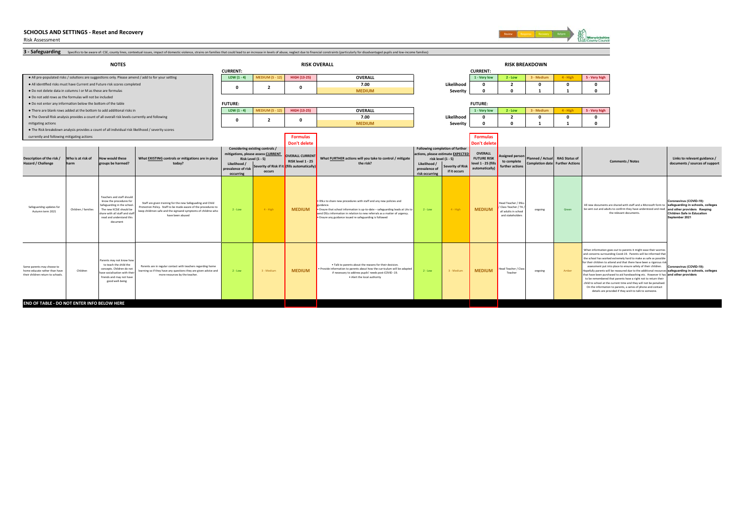# SCHOOLS AND SETTINGS - Reset and Recovery

Risk Assessment

Review | Response | Recovery | Return

## 3 - Safeguarding

Specifics to be aware of: CSE, county lines, contextual issues, impact of domestic violence, strains on families that could lead to an increase in levels of abuse, neglect due to financial constraints (particularly for disadvantaged pupils and low-income families)

### NOTES

- All pre-populated risks / solutions are suggestions only. Please amend / add to for your setting
- All identified risks must have Current and Future risk scores completed
- Do not delete data in columns I or M as these are formulas
- Do not add rows as the formulas will not be included
- Do not enter any information below the bottom of the table
- There are blank rows added at the bottom to add additional risks in
- The Overall Risk analysis provides a count of all overall risk levels currently and following mitigating actions
- The Risk breakdown analysis provides a count of all individual risk likelihood / severity scores currently and following mitigating actions

### RISK OVERALL

**CURRENT:**

| LOW (1 - 4) | MEDIUM (5 - 12) | HIGH (13-25) | OVERALL |
|---|---|---|---|
| 0 | 2 | 0 | 7.00 |
| | | | MEDIUM |

**FUTURE:**

| LOW (1 - 4) | MEDIUM (5 - 12) | HIGH (13-25) | OVERALL |
|---|---|---|---|
| 0 | 2 | 0 | 7.00 |
| | | | MEDIUM |

Formulas Don't delete

### RISK BREAKDOWN

**CURRENT:**

| | 1 - Very low | 2 - Low | 3 - Medium | 4 - High | 5 - Very high |
|---|---|---|---|---|---|
| Likelihood | 0 | 2 | 0 | 0 | 0 |
| Severity | 0 | 0 | 1 | 1 | 0 |

**FUTURE:**

| | 1 - Very low | 2 - Low | 3 - Medium | 4 - High | 5 - Very high |
|---|---|---|---|---|---|
| Likelihood | 0 | 2 | 0 | 0 | 0 |
| Severity | 0 | 0 | 1 | 1 | 0 |

Formulas Don't delete

| Description of the risk / Hazard / Challenge | Who is at risk of harm | How would these groups be harmed? | What EXISTING controls or mitigations are in place today? | Considering existing controls / mitigations, please assess CURRENT Risk Level (1 - 5): Likelihood / prevalence of risk occurring | Severity of Risk if it occurs | OVERALL CURRENT RISK level 1 - 25 (fills automatically) | What FURTHER actions will you take to control / mitigate the risk? | Following completion of further actions, please estimate EXPECTED risk level (1 - 5): Likelihood / prevalence of risk occurring | Severity of Risk if it occurs | OVERALL FUTURE RISK level 1 - 25 (fills automatically) | Assigned person to complete further actions | Planned / Actual Completion date | RAG Status of Further Actions | Comments / Notes | Links to relevant guidance / documents / sources of support |
|---|---|---|---|---|---|---|---|---|---|---|---|---|---|---|---|
| Safeguarding updates for Autumn term 2021 | Children / families | Teachers and staff should know the procedures for Safeguarding in the school. The new KCSIE should be share with all staff and staff read and understand this document | Staff are given training for the new Safeguarding and Child Protection Policy. Staff to be made aware of the procedures to keep childmen safe and the signsand symptoms of childme who have been abused | 2 - Low | 4 - High | MEDIUM | • DSLs to share new procedures with staff and any new policies and guidance.<br>• Ensure that school information is up-to-date – safeguarding leads at LAs to send DSLs information in relation to new referrals as a matter of urgency.<br>• Ensure any guidance issued re safeguarding is followed | 2 - Low | 4 - High | MEDIUM | Head Teacher / DSLs / Class Teacher / TA / all adults in school and stakeholders | ongoing | Green | All new documents are shared with staff and a Microsoft form to be sent out and adults to confirm they have understood and read the relevant documents. | Coronavirus (COVID-19): safeguarding in schools, colleges and other providers Keeping Children Safe in Education September 2021 |
| Some parents may choose to home educate rather than have their children return to schools. | Children | Parents may not know how to teach the child the concepts. Children do not have socialisation with their friends and may not have good well-being | Parents are in regular contact with teachers regarding home learning so if they have any questions they are given advice and more resources by the teacher. | 2 - Low | 3 - Medium | MEDIUM | • Talk to parents about the reasons for their decision.<br>• Provide information to parents about how the curriculum will be adapted if necessary to address pupils' needs post-COVID -19.<br>• Alert the local authority | 2 - Low | 3 - Medium | MEDIUM | Head Teacher / Class Teacher | ongoing | Amber | When information goes out to parents it might ease their worries and concerns surrounding Covid-19. Parents will be informed that the school has worked extremely hard to make as safe as possible for their children to attend and that there have been a rigorous risk assessment put into place to ensure safety of their children. Hopefully parents will be reassured due to the additional resources that have been purchased to aid handwashing etc. However it has to be remembered that parents have a right not to return their child to school at the current time and they will not be penalised. On the information to parents, a series of phone and contact details are provided if they wish to talk to someone. | Coronavirus (COVID-19): safeguarding in schools, colleges and other providers |

**END OF TABLE - DO NOT ENTER INFO BELOW HERE**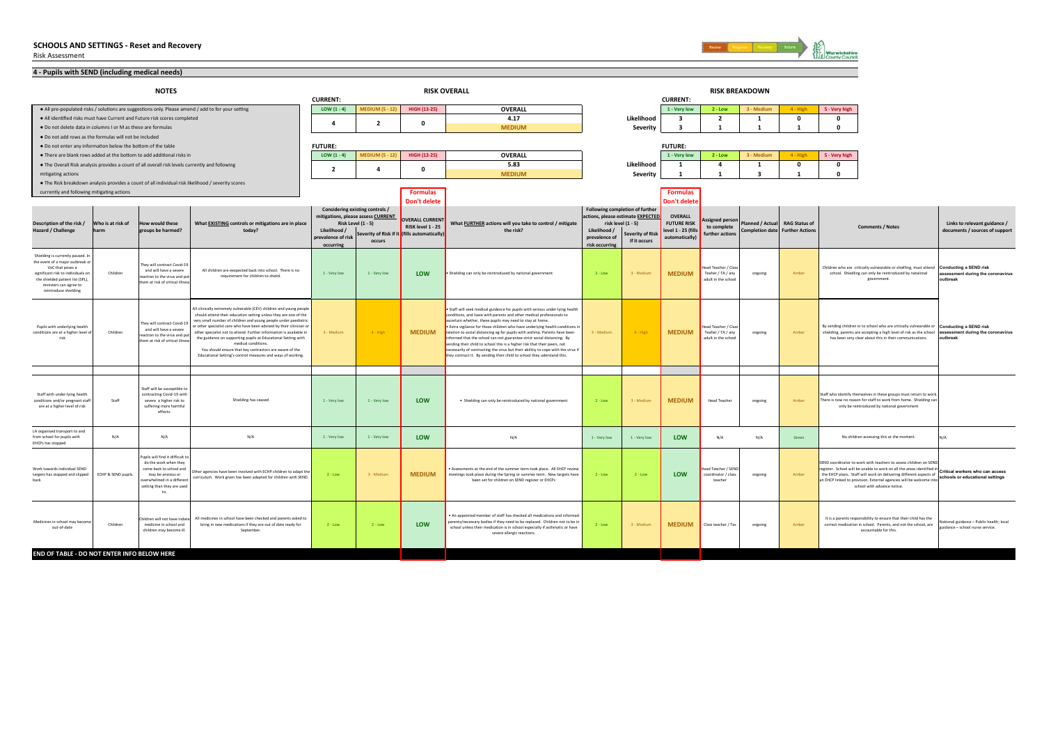# SCHOOLS AND SETTINGS - Reset and Recovery

Risk Assessment

## 4 - Pupils with SEND (including medical needs)

### NOTES

- All pre-populated risks / solutions are suggestions only. Please amend / add to for your setting
- All identified risks must have Current and Future risk scores completed
- Do not delete data in columns I or M as these are formulas
- Do not add rows as the formulas will not be included
- Do not enter any information below the bottom of the table
- There are blank rows added at the bottom to add additional risks in
- The Overall Risk analysis provides a count of all overall risk levels currently and following mitigating actions
- The Risk breakdown analysis provides a count of all individual risk likelihood / severity scores currently and following mitigating actions

### RISK OVERALL

**CURRENT:**

| LOW (1 - 4) | MEDIUM (5 - 12) | HIGH (13-25) | OVERALL |
|---|---|---|---|
| 4 | 2 | 0 | 4.17 |
| | | | MEDIUM |

**FUTURE:**

| LOW (1 - 4) | MEDIUM (5 - 12) | HIGH (13-25) | OVERALL |
|---|---|---|---|
| 2 | 4 | 0 | 5.83 |
| | | | MEDIUM |

### RISK BREAKDOWN

**CURRENT:**

| | 1 - Very low | 2 - Low | 3 - Medium | 4 - High | 5 - Very high |
|---|---|---|---|---|---|
| Likelihood | 3 | 2 | 1 | 0 | 0 |
| Severity | 3 | 1 | 1 | 1 | 0 |

**FUTURE:**

| | 1 - Very low | 2 - Low | 3 - Medium | 4 - High | 5 - Very high |
|---|---|---|---|---|---|
| Likelihood | 1 | 4 | 1 | 0 | 0 |
| Severity | 1 | 1 | 3 | 1 | 0 |

| Description of the risk / Hazard / Challenge | Who is at risk of harm | How would these groups be harmed? | What EXISTING controls or mitigations are in place today? | Considering existing controls / mitigations, please assess CURRENT Risk Level (1 - 5): Likelihood / prevalence of risk occurring | Severity of Risk if it occurs | OVERALL CURRENT RISK level 1 - 25 (fills automatically) (Formulas Don't delete) | What FURTHER actions will you take to control / mitigate the risk? | Following completion of further actions, please estimate EXPECTED risk level (1 - 5): Likelihood / prevalence of risk occurring | Severity of Risk if it occurs | OVERALL FUTURE RISK level 1 - 25 (fills automatically) (Formulas Don't delete) | Assigned person to complete further actions | Planned / Actual Completion date | RAG Status of Further Actions | Comments / Notes | Links to relevant guidance / documents / sources of support |
|---|---|---|---|---|---|---|---|---|---|---|---|---|---|---|---|
| Shielding is currently paused. In the event of a major outbreak or VoC that poses a significant risk to individuals on the shielded patient list (SPL), ministers can agree to reintroduce shielding | Children | They will contract Covid-19 and will have a severe reaction to the virus and put them at risk of critical illness | All children are eexpected back into school. There is no requirement for children to shield. | 1 - Very low | 1 - Very low | LOW | • Shielding can only be reintroduced by national government | 2 - Low | 3 - Medium | MEDIUM | Head Teacher / Class Teaher / TA / any adult in the school | ongoing | Amber | Children who are critically vulnerable or shielfing, must attend school. Shielding can only be reintroduced by natoional government. | Conducting a SEND risk assessment during the coronavirus outbreak |
| Pupils with underlying health conditions are at a higher level of risk | Children | They will contract Covid-19 and will have a severe reaction to the virus and put them at risk of critical illness | All clinically extremely vulnerable (CEV) children and young people should attend their education setting unless they are one of the very small number of children and young people under paediatric or other specialist care who have been advised by their clinician or other specialist not to attend. Further information is available in the guidance on supporting pupils at Educational Setting with medical conditions. You should ensure that key contractors are aware of the Educational Setting's control measures and ways of working. | 3 - Medium | 4 - High | MEDIUM | • Staff will seek medical guidance for pupils with serious under-lying health conditions, and liaise with parents and other medical professionals to ascertain whether, these pupils may need to stay at home. • Extra vigilance for those children who have underlying health conditions in relation to social distancing eg for pupils with asthma. Parents have been informed that the school can not guarantee strict social distancing. By sending their child to school this is a higher risk that their peers, not necessarily of contracting the virus but their ability to cope with the virus if they contract it. By sending their child to school they understand this. | 3 - Medium | 4 - High | MEDIUM | Head Teacher / Class Teaher / TA / any adult in the school | ongoing | Amber | By sending children in to school who are critically vulnerable or shielding, parents are accepting a high level of risk as the school has been very clear about this in their communications. | Conducting a SEND risk assessment during the coronavirus outbreak |
| | | | | | | | | | | | | | | | |
| Staff with under-lying health conditions and/or pregnant staff are at a higher level of risk | Staff | Staff will be susceptible to contracting Covid-19 with severe a higher risk to suffering more harmful effects. | Shielding has ceased | 1 - Very low | 1 - Very low | LOW | • Shielding can only be reintroduced by national government | 2 - Low | 3 - Medium | MEDIUM | Head Teacher | ongoing | Amber | Staff who identify themselves in these groups must return to work. There is now no reason for staff to work from home. Shielding can only be reintroduced by national government | |
| LA organised transport to and from school for pupils with EHCPs has stopped | N/A | N/A | N/A | 1 - Very low | 1 - Very low | LOW | N/A | 1 - Very low | 1 - Very low | LOW | N/A | N/A | Green | No children accessing this at the moment. | N/A |
| Work towards individual SEND targets has stopped and slipped back | ECHP & SEND pupils. | Pupils will find it difficult to do the work when they come back to school and may be anxious or overwhelmed in a different setting than they are used to. | Other agencies have been involved with ECHP children to adapt the curriculum. Work given has been adapted for children with SEND. | 2 - Low | 3 - Medium | MEDIUM | • Assessments at the end of the summer term took place. All EHCP review meetings took place during the Spring or summer term. New targets have been set for children on SEND register or EHCPs | 2 - Low | 2 - Low | LOW | Head Teacher / SEND coordinator / class teacher | ongoing | Amber | SEND coordinator to work with teachers to assess children on SEND register. School will be unable to work on all the areas identified in the EHCP plans. Staff will work on delivering different aspects of an EHCP linked to provision. External agencies will be welcome into school with advance notice. | Critical workers who can access schools or educational settings |
| Medicines in school may become out-of-date | Children | Children will not have indate medicine in school and children may become ill. | All medicines in school have been checked and parents asked to bring in new medications if they are out of date ready for September. | 2 - Low | 2 - Low | LOW | • An appointed member of staff has checked all medications and informed parents/necessary bodies if they need to be replaced. Children not to be in school unless their medication is in school especially if asthmatic or have severe allergic reactions. | 2 - Low | 3 - Medium | MEDIUM | Class teacher / Tas | ongoing | Amber | It is a parents responsibility to ensure that their child has the correct medication in school. Parents, and not the school, are accountable for this. | National guidance – Public health; local guidance – school nurse service. |

**END OF TABLE - DO NOT ENTER INFO BELOW HERE**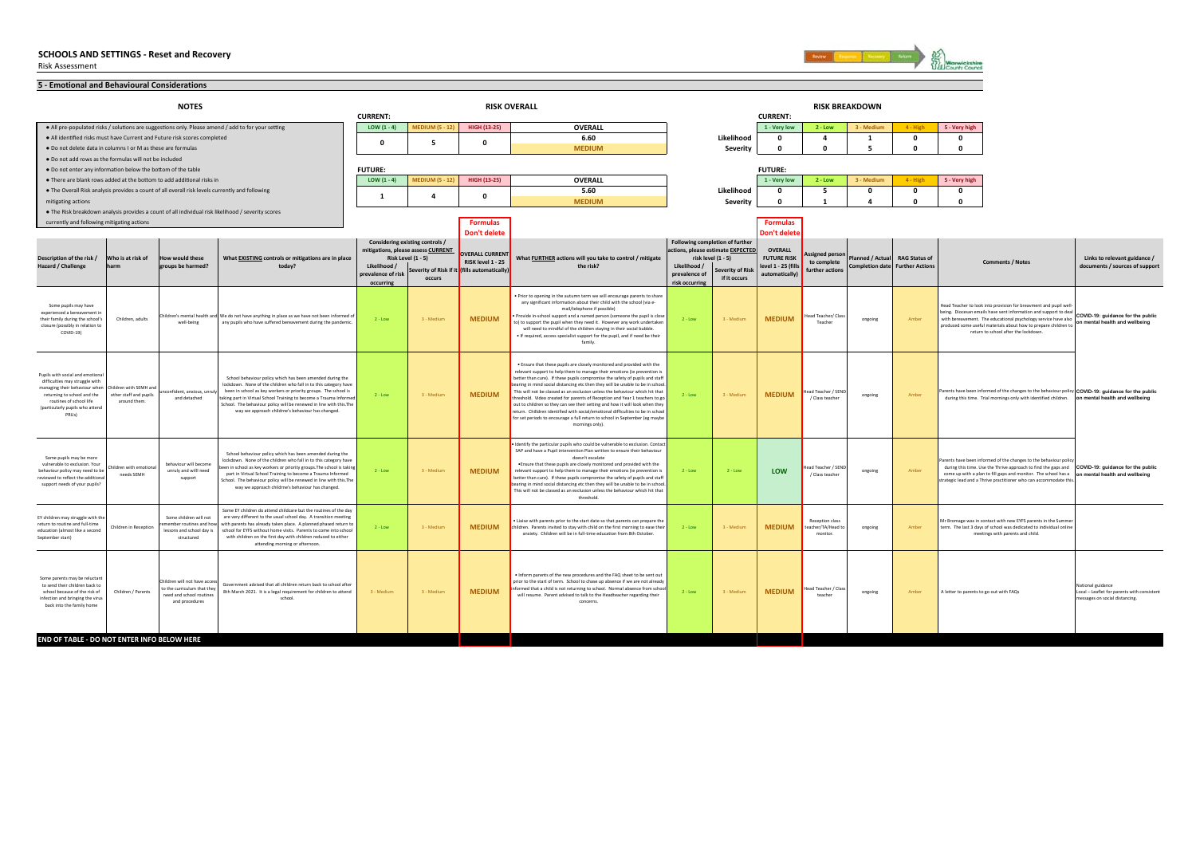# SCHOOLS AND SETTINGS - Reset and Recovery

Risk Assessment

Review | Response | Recovery | Return

## 5 - Emotional and Behavioural Considerations

### NOTES

- All pre-populated risks / solutions are suggestions only. Please amend / add to for your setting
- All identified risks must have Current and Future risk scores completed
- Do not delete data in columns I or M as these are formulas
- Do not add rows as the formulas will not be included
- Do not enter any information below the bottom of the table
- There are blank rows added at the bottom to add additional risks in
- The Overall Risk analysis provides a count of all overall risk levels currently and following mitigating actions
- The Risk breakdown analysis provides a count of all individual risk likelihood / severity scores currently and following mitigating actions

### RISK OVERALL

**CURRENT:**

| LOW (1 - 4) | MEDIUM (5 - 12) | HIGH (13-25) | OVERALL |
|---|---|---|---|
| 0 | 5 | 0 | 6.60 |
| | | | MEDIUM |

**FUTURE:**

| LOW (1 - 4) | MEDIUM (5 - 12) | HIGH (13-25) | OVERALL |
|---|---|---|---|
| 1 | 4 | 0 | 5.60 |
| | | | MEDIUM |

### RISK BREAKDOWN

**CURRENT:**

| | 1 - Very low | 2 - Low | 3 - Medium | 4 - High | 5 - Very high |
|---|---|---|---|---|---|
| Likelihood | 0 | 4 | 1 | 0 | 0 |
| Severity | 0 | 0 | 5 | 0 | 0 |

**FUTURE:**

| | 1 - Very low | 2 - Low | 3 - Medium | 4 - High | 5 - Very high |
|---|---|---|---|---|---|
| Likelihood | 0 | 5 | 0 | 0 | 0 |
| Severity | 0 | 1 | 4 | 0 | 0 |

| Description of the risk / Hazard / Challenge | Who is at risk of harm | How would these groups be harmed? | What EXISTING controls or mitigations are in place today? | Considering existing controls / mitigations, please assess CURRENT Risk Level (1 - 5): Likelihood / prevalence of risk occurring | Severity of Risk if it occurs | OVERALL CURRENT RISK level 1 - 25 (fills automatically) (Formulas Don't delete) | What FURTHER actions will you take to control / mitigate the risk? | Following completion of further actions, please estimate EXPECTED risk level (1 - 5): Likelihood / prevalence of risk occurring | Severity of Risk if it occurs | OVERALL FUTURE RISK level 1 - 25 (fills automatically) (Formulas Don't delete) | Assigned person to complete further actions | Planned / Actual Completion date | RAG Status of Further Actions | Comments / Notes | Links to relevant guidance / documents / sources of support |
|---|---|---|---|---|---|---|---|---|---|---|---|---|---|---|---|
| Some pupils may have experienced a bereavement in their family during the school's closure (possibly in relation to COVID-19) | Children, adults | Children's mental health and well-being | We do not have anything in place as we have not been informed of any pupils who have suffered bereavement during the pandemic. | 2 - Low | 3 - Medium | MEDIUM | • Prior to opening in the autumn term we will encourage parents to share any significant information about their child with the school (via e-mail/telephone if possible)<br>• Provide in-school support and a named person (someone the pupil is close to) to support the pupil when they need it. However any work undertaken will need to mindful of the children staying in their social bubble.<br>• If required, access specialist support for the pupil, and if need be their family. | 2 - Low | 3 - Medium | MEDIUM | Head Teacher/ Class Teacher | ongoing | Amber | Head Teacher to look into provision for breavment and pupil well-being. Diocesan emails have sent information and support to deal with bereavement. The educational psychology service have also produced some useful materials about how to prepare children to return to school after the lockdown. | COVID-19: guidance for the public on mental health and wellbeing |
| Pupils with social and emotional difficulties may struggle with managing their behaviour when returning to school and the routines of school life (particularly pupils who attend PRUs) | Children with SEMH and other staff and pupils around them. | unconfident, anxious, unruly and detached | School behaviour policy which has been amended during the lockdown. None of the children who fall in to this category have been in school as key workers or priority groups. The school is taking part in Virtual School Training to become a Trauma Informed School. The behaviour policy will be renewed in line with this.The way we approach childrne's behaviour has changed. | 2 - Low | 3 - Medium | MEDIUM | • Ensure that these pupils are closely monitored and provided with the relevant support to help them to manage their emotions (ie prevention is better than cure). If these pupils compromise the safety of pupils and staff bearing in mind social distancing etc then they will be unable to be in school. This will not be classed as an exclusion unless the behaviour which hit that threshold. Video created for parents of Reception and Year 1 teachers to go out to children so they can see their setting and how it will look when they return. Children identified with social/emotional difficulties to be in school for set periods to encourage a full return to school in September (eg maybe mornings only). | 2 - Low | 3 - Medium | MEDIUM | Head Teacher / SEND / Class teacher | ongoing | Amber | Parents have been informed of the changes to the behaviour policy during this time. Trial mornings only with identified children. | COVID-19: guidance for the public on mental health and wellbeing |
| Some pupils may be more vulnerable to exclusion. Your behaviour policy may need to be reviewed to reflect the additional support needs of your pupils? | Children with emotional needs SEMH | behaviour will become unruly and will need support | School behaviour policy which has been amended during the lockdown. None of the children who fall in to this category have been in school as key workers or priority groups.The school is taking part in Virtual School Training to become a Trauma Informed School. The behaviour policy will be renewed in line with this.The way we approach childrne's behaviour has changed. | 2 - Low | 3 - Medium | MEDIUM | • Identify the particular pupils who could be vulnerable to exclusion. Contact SAP and have a Pupil Intervention Plan written to ensure their behaviour doesn't escalate<br>•Ensure that these pupils are closely monitored and provided with the relevant support to help them to manage their emotions (ie prevention is better than cure). If these pupils compromise the safety of pupils and staff bearing in mind social distancing etc then they will be unable to be in school. This will not be classed as an exclusion unless the behaviour which hit that threshold. | 2 - Low | 2 - Low | LOW | Head Teacher / SEND / Class teacher | ongoing | Amber | Parents have been informed of the changes to the behaviour policy during this time. Use the Thrive approach to find the gaps and come up with a plan to fill gaps and monitor. The school has a strategic lead and a Thrive practitioner who can accommodate this. | COVID-19: guidance for the public on mental health and wellbeing |
| EY children may struggle with the return to routine and full-time education (almost like a second September start) | Children in Reception | Some children will not remember routines and how lessons and school day is structured | Some EY children do attend childcare but the routines of the day are very different to the usual school day. A transition meeting with parents has already taken place. A planned phased return to school for EYFS without home visits. Parents to come into school with children on the first day with children reduced to either attending morning or afternoon. | 2 - Low | 3 - Medium | MEDIUM | • Liaise with parents prior to the start date so that parents can prepare the children. Parents invited to stay with child on the first morning to ease their anxiety. Children will be in full-time education from 8th October. | 2 - Low | 3 - Medium | MEDIUM | Reception class teacher/TA/Head to monitor. | ongoing | Amber | Mr Bromage was in contact with new EYFS parents in the Summer term. The last 3 days of school was dedicated to individual online meetings with parents and child. | |
| Some parents may be reluctant to send their children back to school because of the risk of infection and bringing the virus back into the family home | Children / Parents | Children will not have access to the curriculum that they need and school routines and procedures | Government advised that all children return back to school after 8th March 2021. It is a legal requirement for children to attend school. | 3 - Medium | 3 - Medium | MEDIUM | • Inform parents of the new procedures and the FAQ sheet to be sent out prior to the start of term. School to chase up absence if we are not already informed that a child is not returning to school. Normal absence from school will resume. Parent advised to talk to the Headteacher regarding their concerns. | 2 - Low | 3 - Medium | MEDIUM | Head Teacher / Class teacher | ongoing | Amber | A letter to parents to go out with FAQs | National guidance<br>Local – Leaflet for parents with consistent messages on social distancing. |

**END OF TABLE - DO NOT ENTER INFO BELOW HERE**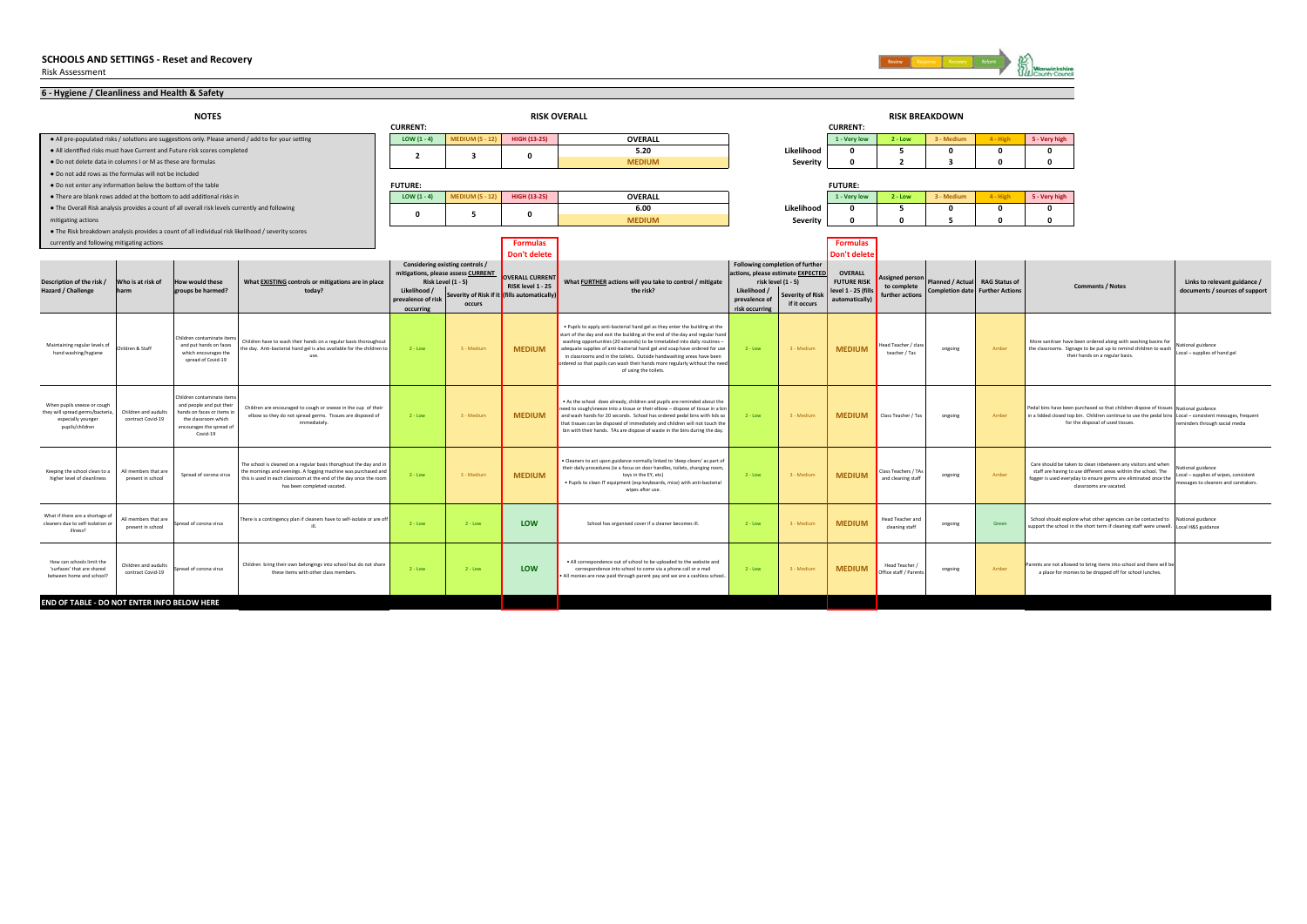# SCHOOLS AND SETTINGS - Reset and Recovery

Risk Assessment

## 6 - Hygiene / Cleanliness and Health & Safety

### NOTES

- All pre-populated risks / solutions are suggestions only. Please amend / add to for your setting
- All identified risks must have Current and Future risk scores completed
- Do not delete data in columns I or M as these are formulas
- Do not add rows as the formulas will not be included
- Do not enter any information below the bottom of the table
- There are blank rows added at the bottom to add additional risks in
- The Overall Risk analysis provides a count of all overall risk levels currently and following mitigating actions
- The Risk breakdown analysis provides a count of all individual risk likelihood / severity scores currently and following mitigating actions

### RISK OVERALL

**CURRENT:**

| LOW (1 - 4) | MEDIUM (5 - 12) | HIGH (13-25) | OVERALL |
|---|---|---|---|
| 2 | 3 | 0 | 5.20 |
| | | | MEDIUM |

**FUTURE:**

| LOW (1 - 4) | MEDIUM (5 - 12) | HIGH (13-25) | OVERALL |
|---|---|---|---|
| 0 | 5 | 0 | 6.00 |
| | | | MEDIUM |

### RISK BREAKDOWN

**CURRENT:**

| | 1 - Very low | 2 - Low | 3 - Medium | 4 - High | 5 - Very high |
|---|---|---|---|---|---|
| Likelihood | 0 | 5 | 0 | 0 | 0 |
| Severity | 0 | 2 | 3 | 0 | 0 |

**FUTURE:**

| | 1 - Very low | 2 - Low | 3 - Medium | 4 - High | 5 - Very high |
|---|---|---|---|---|---|
| Likelihood | 0 | 5 | 0 | 0 | 0 |
| Severity | 0 | 0 | 5 | 0 | 0 |

| Description of the risk / Hazard / Challenge | Who is at risk of harm | How would these groups be harmed? | What EXISTING controls or mitigations are in place today? | Considering existing controls / mitigations, please assess CURRENT Risk Level (1 - 5): Likelihood / prevalence of risk occurring | Severity of Risk if it occurs | OVERALL CURRENT RISK level 1 - 25 (fills automatically) (Formulas Don't delete) | What FURTHER actions will you take to control / mitigate the risk? | Following completion of further actions, please estimate EXPECTED risk level (1 - 5): Likelihood / prevalence of risk occurring | Severity of Risk if it occurs | OVERALL FUTURE RISK level 1 - 25 (fills automatically) (Formulas Don't delete) | Assigned person to complete further actions | Planned / Actual Completion date | RAG Status of Further Actions | Comments / Notes | Links to relevant guidance / documents / sources of support |
|---|---|---|---|---|---|---|---|---|---|---|---|---|---|---|---|
| Maintaining regular levels of hand washing/hygiene | Children & Staff | Children contaminate items and put hands on faces which encourages the spread of Covid-19 | Children have to wash their hands on a regular basis thoroughout the day. Anti-bacterial hand gel is also available for the children to use. | 2 - Low | 3 - Medium | MEDIUM | • Pupils to apply anti-bacterial hand gel as they enter the building at the start of the day and exit the building at the end of the day and regular hand washing opportunities (20 seconds) to be timetabled into daily routines – adequate supplies of anti-bacterial hand gel and soap have ordered for use in classrooms and in the toilets. Outside handwashing areas have been ordered so that pupils can wash their hands more regularly without the need of using the toilets. | 2 - Low | 3 - Medium | MEDIUM | Head Teacher / class teacher / Tas | ongoing | Amber | More sanitiser have been ordered along with washing basins for the classrooms. Signage to be put up to remind children to wash their hands on a regular basis. | National guidance Local – supplies of hand gel |
| When pupils sneeze or cough they will spread germs/bacteria, especially younger pupils/children | Children and audults contract Covid-19 | Children contaminate items and people and put their hands on faces or items in the classroom which encourages the spread of Covid-19 | Children are encouraged to cough or sneeze in the cup of their elbow so they do not spread germs. Tissues are disposed of immediately. | 2 - Low | 3 - Medium | MEDIUM | • As the school does already, children and pupils are reminded about the need to cough/sneeze into a tissue or their elbow – dispose of tissue in a bin and wash hands for 20 seconds. School has ordered pedal bins with lids so that tissues can be disposed of immediately and children will not touch the bin with their hands. TAs are dispose of waste in the bins during the day. | 2 - Low | 3 - Medium | MEDIUM | Class Teacher / Tas | ongoing | Amber | Pedal bins have been purchased so that children dispose of tissues in a lidded closed top bin. Children continue to use the pedal bins for the disposal of used tissues. | National guidance Local – consistent messages, frequent reminders through social media |
| Keeping the school clean to a higher level of cleanliness | All members that are present in school | Spread of corona virus | The school is cleaned on a regular basis thorughout the day and in the mornings and evenings. A fogging machine was purchased and this is used in each classroom at the end of the day once the room has been completed vacated. | 2 - Low | 3 - Medium | MEDIUM | • Cleaners to act upon guidance normally linked to 'deep cleans' as part of their daily procedures (ie a focus on door handles, toilets, changing room, toys in the EY, etc) • Pupils to clean IT equipment (esp keyboards, mice) with anti-bacterial wipes after use. | 2 - Low | 3 - Medium | MEDIUM | Class Teachers / TAs and cleaning staff | ongoing | Amber | Care should be taken to clean inbetween any visitors and when staff are having to use different areas within the school. The fogger is used everyday to ensure germs are eliminated once the classrooms are vacated. | National guidance Local – supplies of wipes, consistent messages to cleaners and caretakers. |
| What if there are a shortage of cleaners due to self-isolation or illness? | All members that are present in school | Spread of corona virus | There is a contingency plan if cleaners have to self-isolate or are off ill. | 2 - Low | 2 - Low | LOW | School has organised cover if a cleaner becomes ill. | 2 - Low | 3 - Medium | MEDIUM | Head Teacher and cleaning staff | ongoing | Green | School should explore what other agencies can be contacted to support the school in the short term if cleaning staff were unwell. | National guidance Local H&S guidance |
| How can schools limit the 'surfaces' that are shared between home and school? | Children and audults contract Covid-19 | Spread of corona virus | Children bring their own belongings into school but do not share these items with other class members. | 2 - Low | 2 - Low | LOW | • All correspondence out of school to be uploaded to the website and correspondence into school to come via a phone call or e mail • All monies are now paid through parent pay and we are a cashless school. | 2 - Low | 3 - Medium | MEDIUM | Head Teacher / Office staff / Parents | ongoing | Amber | Parents are not allowed to bring items into school and there will be a place for monies to be dropped off for school lunches. | |

**END OF TABLE - DO NOT ENTER INFO BELOW HERE**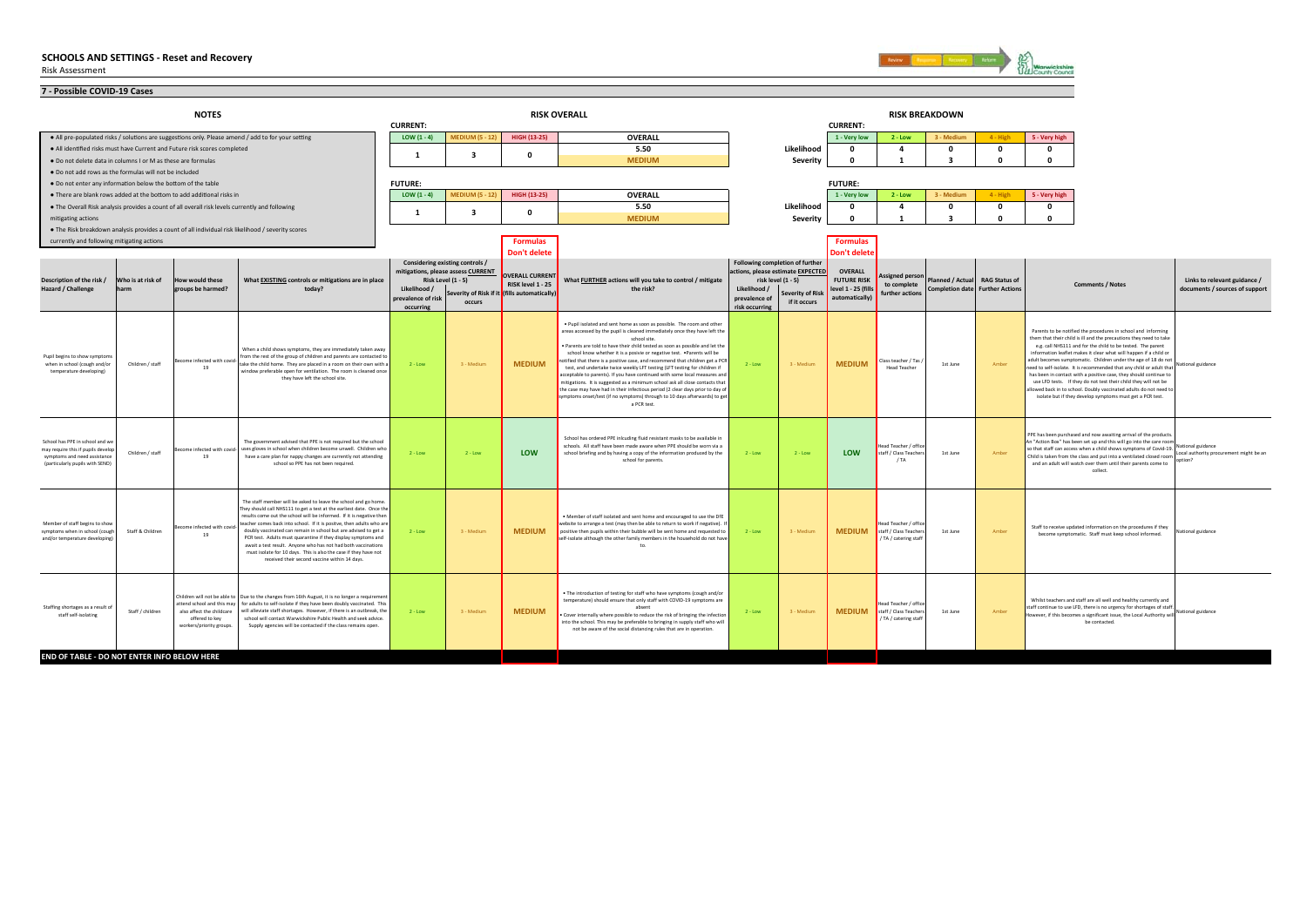# SCHOOLS AND SETTINGS - Reset and Recovery

Risk Assessment

## 7 - Possible COVID-19 Cases

### NOTES

- All pre-populated risks / solutions are suggestions only. Please amend / add to for your setting
- All identified risks must have Current and Future risk scores completed
- Do not delete data in columns I or M as these are formulas
- Do not add rows as the formulas will not be included
- Do not enter any information below the bottom of the table
- There are blank rows added at the bottom to add additional risks in
- The Overall Risk analysis provides a count of all overall risk levels currently and following mitigating actions
- The Risk breakdown analysis provides a count of all individual risk likelihood / severity scores currently and following mitigating actions

### RISK OVERALL

**CURRENT:**

| LOW (1 - 4) | MEDIUM (5 - 12) | HIGH (13-25) | OVERALL |
|---|---|---|---|
| 1 | 3 | 0 | 5.50 |
| | | | MEDIUM |

**FUTURE:**

| LOW (1 - 4) | MEDIUM (5 - 12) | HIGH (13-25) | OVERALL |
|---|---|---|---|
| 1 | 3 | 0 | 5.50 |
| | | | MEDIUM |

### RISK BREAKDOWN

**CURRENT:**

| | 1 - Very low | 2 - Low | 3 - Medium | 4 - High | 5 - Very high |
|---|---|---|---|---|---|
| Likelihood | 0 | 4 | 0 | 0 | 0 |
| Severity | 0 | 1 | 3 | 0 | 0 |

**FUTURE:**

| | 1 - Very low | 2 - Low | 3 - Medium | 4 - High | 5 - Very high |
|---|---|---|---|---|---|
| Likelihood | 0 | 4 | 0 | 0 | 0 |
| Severity | 0 | 1 | 3 | 0 | 0 |

| Description of the risk / Hazard / Challenge | Who is at risk of harm | How would these groups be harmed? | What EXISTING controls or mitigations are in place today? | Considering existing controls / mitigations, please assess CURRENT Risk Level (1 - 5): Likelihood / prevalence of risk occurring | Severity of Risk if it occurs | OVERALL CURRENT RISK level 1 - 25 (fills automatically) (Formulas Don't delete) | What FURTHER actions will you take to control / mitigate the risk? | Following completion of further actions, please estimate EXPECTED risk level (1 - 5): Likelihood / prevalence of risk occurring | Severity of Risk if it occurs | OVERALL FUTURE RISK level 1 - 25 (fills automatically) (Formulas Don't delete) | Assigned person to complete further actions | Planned / Actual Completion date | RAG Status of Further Actions | Comments / Notes | Links to relevant guidance / documents / sources of support |
|---|---|---|---|---|---|---|---|---|---|---|---|---|---|---|---|
| Pupil begins to show symptoms when in school (cough and/or temperature developing) | Children / staff | Become infected with covid-19 | When a child shows symptoms, they are immediately taken away from the rest of the group of children and parents are contacted to take the child home. They are placed in a room on their own with a window preferable open for ventilation. The room is cleaned once they have left the school site. | 2 - Low | 3 - Medium | MEDIUM | • Pupil isolated and sent home as soon as possible. The room and other areas accessed by the pupil is cleaned immediately once they have left the school site. • Parents are told to have their child tested as soon as possible and let the school know whether it is a posivie or negative test. • Parents will be notified that there is a positive case, and recommend that children get a PCR test, and undertake twice weekly LFT testing (LFT testing for children if acceptable to parents). If you have continued with some local measures and mitigations. It is suggested as a minimum school ask all close contacts that the case may have had in their infectious period (2 clear days prior to day of symptoms onset/test (if no symptoms) through to 10 days afterwards) to get a PCR test. | 2 - Low | 3 - Medium | MEDIUM | Class teacher / Tas / Head Teacher | 1st June | Amber | Parents to be notified the procedures in school and informing them that their child is ill and the precautions they need to take e.g. call NHS111 and for the child to be tested. The parent information leaflet makes it clear what will happen if a child or adult becomes sumptomatic. Children under the age of 18 do not need to self-isolate. It is recommended that any child or adult that has been in contact with a positive case, they should continue to use LFD tests. If they do not test their child they will not be allowed back in to school. Doubly vaccinated adults do not need to isolate but if they develop symptoms must get a PCR test. | National guidance |
| School has PPE in school and we may require this if pupils develop symptoms and need assistance (particularly pupils with SEND) | Children / staff | Become infected with covid-19 | The government advised that PPE is not required but the school uses gloves in school when children become unwell. Children who have a care plan for nappy changes are currently not attending school so PPE has not been required. | 2 - Low | 2 - Low | LOW | School has ordered PPE inlcuding fluid resistant masks to be available in schools. All staff have been made aware when PPE should be worn via a school briefing and by having a copy of the information produced by the school for parents. | 2 - Low | 2 - Low | LOW | Head Teacher / office staff / Class Teachers / TA | 1st June | Amber | PPE has been purchased and now awaiting arrival of the products. An "Action Box" has been set up and this will go into the care room so that staff can access when a child shows symptoms of Covid-19. Child is taken from the class and put into a ventilated closed room and an adult will watch over them until their parents come to collect. | National guidance Local authority procurement might be an option? |
| Member of staff begins to show symptoms when in school (cough and/or temperature developing) | Staff & Children | Become infected with covid-19 | The staff member will be asked to leave the school and go home. They should call NHS111 to get a test at the earliest date. Once the results come out the school will be informed. If it is negative then teacher comes back into school. If it is positive, then adults who are doubly vaccinated can remain in school but are advised to get a PCR test. Adults must quarantine if they display symptoms and await a test result. Anyone who has not had both vaccinations must isolate for 10 days. This is also the case if they have not received their second vaccine within 14 days. | 2 - Low | 3 - Medium | MEDIUM | • Member of staff isolated and sent home and encouraged to use the DfE website to arrange a test (may then be able to return to work if negative). If positive then pupils within their bubble will be sent home and requested to self-isolate although the other family members in the household do not have to. | 2 - Low | 3 - Medium | MEDIUM | Head Teacher / office staff / Class Teachers / TA / catering staff | 1st June | Amber | Staff to receive updated information on the procedures if they become symptomatic. Staff must keep school informed. | National guidance |
| Staffing shortages as a result of staff self-isolating | Staff / children | Children will not be able to attend school and this may also affect the childcare offered to key workers/priority groups. | Due to the changes from 16th August, it is no longer a requirement for adults to self-isolate if they have been doubly vaccinated. This will alleviate staff shortages. However, if there is an outbreak, the school will contact Warwickshire Public Health and seek advice. Supply agencies will be contacted if the class remains open. | 2 - Low | 3 - Medium | MEDIUM | • The introduction of testing for staff who have symptoms (cough and/or temperature) should ensure that only staff with COVID-19 symptoms are absent • Cover internally where possible to reduce the risk of bringing the infection into the school. This may be preferable to bringing in supply staff who will not be aware of the social distancing rules that are in operation. | 2 - Low | 3 - Medium | MEDIUM | Head Teacher / office staff / Class Teachers / TA / catering staff | 1st June | Amber | Whilst teachers and staff are all well and healthy currently and staff continue to use LFD, there is no urgency for shortages of staff. However, if this becomes a significant issue, the Local Authority will be contacted. | National guidance |

**END OF TABLE - DO NOT ENTER INFO BELOW HERE**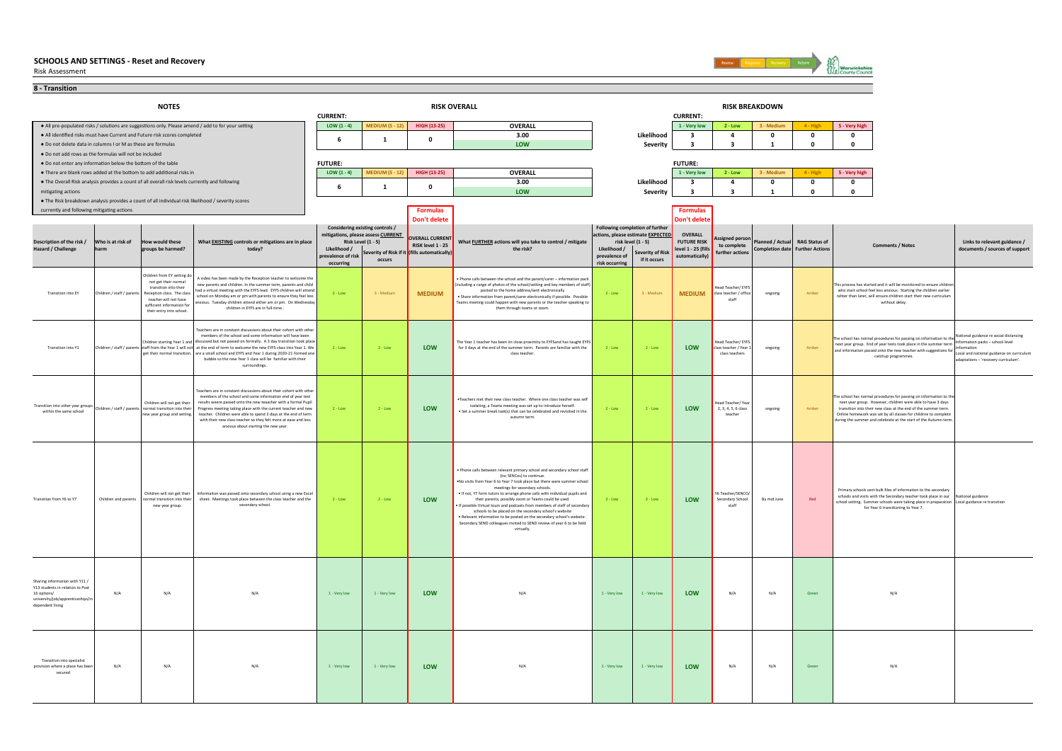# SCHOOLS AND SETTINGS - Reset and Recovery

Risk Assessment

## 8 - Transition

### NOTES

- All pre-populated risks / solutions are suggestions only. Please amend / add to for your setting
- All identified risks must have Current and Future risk scores completed
- Do not delete data in columns I or M as these are formulas
- Do not add rows as the formulas will not be included
- Do not enter any information below the bottom of the table
- There are blank rows added at the bottom to add additional risks in
- The Overall Risk analysis provides a count of all overall risk levels currently and following mitigating actions
- The Risk breakdown analysis provides a count of all individual risk likelihood / severity scores currently and following mitigating actions

### RISK OVERALL

**CURRENT:**

| LOW (1 - 4) | MEDIUM (5 - 12) | HIGH (13-25) | OVERALL |
|---|---|---|---|
| 6 | 1 | 0 | 3.00 |
| | | | LOW |

**FUTURE:**

| LOW (1 - 4) | MEDIUM (5 - 12) | HIGH (13-25) | OVERALL |
|---|---|---|---|
| 6 | 1 | 0 | 3.00 |
| | | | LOW |

### RISK BREAKDOWN

**CURRENT:**

| | 1 - Very low | 2 - Low | 3 - Medium | 4 - High | 5 - Very high |
|---|---|---|---|---|---|
| Likelihood | 3 | 4 | 0 | 0 | 0 |
| Severity | 3 | 3 | 1 | 0 | 0 |

**FUTURE:**

| | 1 - Very low | 2 - Low | 3 - Medium | 4 - High | 5 - Very high |
|---|---|---|---|---|---|
| Likelihood | 3 | 4 | 0 | 0 | 0 |
| Severity | 3 | 3 | 1 | 0 | 0 |

| Description of the risk / Hazard / Challenge | Who is at risk of harm | How would these groups be harmed? | What EXISTING controls or mitigations are in place today? | Considering existing controls / mitigations, please assess CURRENT Risk Level (1 - 5): Likelihood / prevalence of risk occurring | Severity of Risk if it occurs | OVERALL CURRENT RISK level 1 - 25 (fills automatically) (Formulas Don't delete) | What FURTHER actions will you take to control / mitigate the risk? | Following completion of further actions, please estimate EXPECTED risk level (1 - 5): Likelihood / prevalence of risk occurring | Severity of Risk if it occurs | OVERALL FUTURE RISK level 1 - 25 (fills automatically) (Formulas Don't delete) | Assigned person to complete further actions | Planned / Actual Completion date | RAG Status of Further Actions | Comments / Notes | Links to relevant guidance / documents / sources of support |
|---|---|---|---|---|---|---|---|---|---|---|---|---|---|---|---|
| Transition into EY | Children / staff / parents | Children from EY setting do not get their normal transition into their Reception class. The class teacher will not have sufficient information for their entry into school. | A video has been made by the Reception teacher to welcome the new parents and children. In the summer term, parents and child had a virtual meeting with the EYFS lead. EYFS children will attend school on Monday am or pm with parents to ensure they feel less anxious. Tuesday children attend either am or pm. On Wednesday children in EYFS are in full-time. | 2 - Low | 3 - Medium | MEDIUM | • Phone calls between the school and the parent/carer – information pack (including a range of photos of the school/setting and key members of staff) posted to the home address/sent electronically • Share information from parent/carer electronically if possible. Possible Teams meeting could happen with new parents or the teacher speaking to them through teams or zoom. | 2 - Low | 3 - Medium | MEDIUM | Head Teacher/ EYFS class teacher / office staff | ongoing | Amber | This process has started and it will be monitored to ensure children who start school feel less anxious. Starting the children earlier rahter than later, will ensure children start their new curriculum without delay. | |
| Transition into Y1 | Children / staff / parents | Children starting Year 1 and staff from the Year 1 will not get their normal transition. | Teachers are in constant discussions about their cohort with other members of the school and some information will have been discussed but not passed on formally. A 3 day transition took place at the end of term to welcome the new EYFS class into Year 1. We are a small school and EYFS and Year 1 during 2020-21 formed one bubble so the new Year 1 class will be familiar with their surroundings. | 2 - Low | 2 - Low | LOW | The Year 1 teacher has been iin close proximity to EYFSand has taught EYFS for 3 days at the end of the summer term. Parents are familiar with the class teacher. | 2 - Low | 2 - Low | LOW | Head Teacher/ EYFS class teacher / Year 1 class teachers | ongoing | Amber | The school has normal procedures for passing on information to the next year group. End of year tests took place in the summer term and information passed onto the new teacher with suggestions for catchup programmes. | National guidance re social distancing Information packs – school level information Local and national guidance on curriculum adaptations – 'recovery curriculum'. |
| Transition into other year groups within the same school | Children / staff / parents | Children will not get their normal transition into their new year group and setting. | Teachers are in constant discussions about their cohort with other members of the school and some information end of year test results weere passed onto the new teacher with a formal Pupil Progress meeting taking place with the current teacher and new teacher. Children were able to spend 3 days at the end of term with their new class teacher so they felt more at ease and less anxious about starting the new year. | 2 - Low | 2 - Low | LOW | •Teachers met their new class teacher. Where one class teacher was self isolating, a Teams meeting was set up to introduce herself. • Set a summer break task(s) that can be celebrated and revisited in the autumn term. | 2 - Low | 2 - Low | LOW | Head Teacher/ Year 2, 3, 4, 5, 6 class teacher | ongoing | Amber | The school has normal procedures for passing on informaiton to the next year group. However, children were able to have 3 days transition into their new class at the end of the summer term. Online homework was set by all classes for childrne to complete during the summer and celebrate at the start of the Autumn term. | |
| Transition from Y6 to Y7 | Children and parents | Children will not get their normal transition into their new year group. | Informaiton was passed onto secondary school using a new Excel sheet. Meetings took place between the class teacher and the secondary school. | 2 - Low | 2 - Low | LOW | • Phone calls between relevant primary school and secondary school staff (inc SENCos) to continue. •No visits from Year 6 to Year 7 took place but there were summer school meetings for secondary schools. • If not, Y7 form tutors to arrange phone calls with individual pupils and their parents, possibly zoom or Teams could be used. • If possible Virtual tours and podcasts from members of staff of secondary schools to be placed on the secondary school's website • Relevant information to be posted on the secondary school's website . Secondary SEND colleagues invited to SEND review of year 6 to be held virtually. | 2 - Low | 2 - Low | LOW | Y6 Teacher/SENCO/ Secondary School staff | By mid June | Red | Primary schools sent bulk files of information to the secondary schools and visits with the Secondary teacher took place in our school setting. Summer schools were taking place in preparation for Year 6 transitioning to Year 7. | National guidance Local guidance re transition |
| Sharing information with Y11 / Y13 students in relation to Post 16 options/ university/job/apprenticeships/in dependent living | N/A | N/A | N/A | 1 - Very low | 1 - Very low | LOW | N/A | 1 - Very low | 1 - Very low | LOW | N/A | N/A | Green | N/A | |
| Transition into specialist provision where a place has been secured | N/A | N/A | N/A | 1 - Very low | 1 - Very low | LOW | N/A | 1 - Very low | 1 - Very low | LOW | N/A | N/A | Green | N/A | |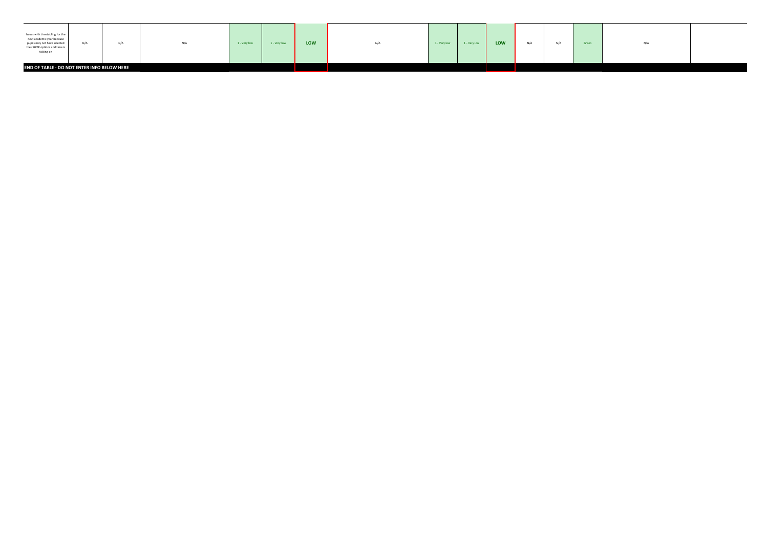| | | | | | | | | | | | | | | | |
|---|---|---|---|---|---|---|---|---|---|---|---|---|---|---|---|
| Issues with timetabling for the next academic year because pupils may not have selected their GCSE options and time is ticking on | N/A | N/A | N/A | 1 - Very low | 1 - Very low | **LOW** | N/A | 1 - Very low | 1 - Very low | **LOW** | N/A | N/A | Green | N/A | |
| **END OF TABLE - DO NOT ENTER INFO BELOW HERE** | | | | | | | | | | | | | | | |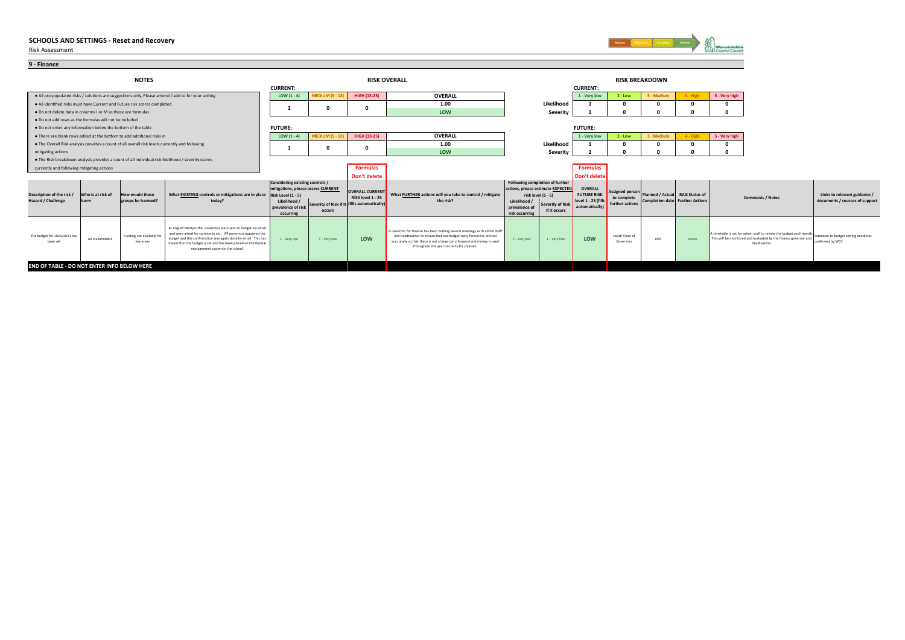# SCHOOLS AND SETTINGS - Reset and Recovery

Risk Assessment

## 9 - Finance

### NOTES

- All pre-populated risks / solutions are suggestions only. Please amend / add to for your setting
- All identified risks must have Current and Future risk scores completed
- Do not delete data in columns I or M as these are formulas
- Do not add rows as the formulas will not be included
- Do not enter any information below the bottom of the table
- There are blank rows added at the bottom to add additional risks in
- The Overall Risk analysis provides a count of all overall risk levels currently and following mitigating actions
- The Risk breakdown analysis provides a count of all individual risk likelihood / severity scores currently and following mitigating actions

### RISK OVERALL

**CURRENT:**

| LOW (1 - 4) | MEDIUM (5 - 12) | HIGH (13-25) | OVERALL |
|---|---|---|---|
| 1 | 0 | 0 | 1.00 |
| | | | LOW |

**FUTURE:**

| LOW (1 - 4) | MEDIUM (5 - 12) | HIGH (13-25) | OVERALL |
|---|---|---|---|
| 1 | 0 | 0 | 1.00 |
| | | | LOW |

### RISK BREAKDOWN

**CURRENT:**

| | 1 - Very low | 2 - Low | 3 - Medium | 4 - High | 5 - Very high |
|---|---|---|---|---|---|
| Likelihood | 1 | 0 | 0 | 0 | 0 |
| Severity | 1 | 0 | 0 | 0 | 0 |

**FUTURE:**

| | 1 - Very low | 2 - Low | 3 - Medium | 4 - High | 5 - Very high |
|---|---|---|---|---|---|
| Likelihood | 1 | 0 | 0 | 0 | 0 |
| Severity | 1 | 0 | 0 | 0 | 0 |

| Description of the risk / Hazard / Challenge | Who is at risk of harm | How would these groups be harmed? | What EXISTING controls or mitigations are in place today? | Considering existing controls / mitigations, please assess CURRENT Risk Level (1 - 5): Likelihood / prevalence of risk occurring | Severity of Risk if it occurs | OVERALL CURRENT RISK level 1 - 25 (fills automatically) (Formulas Don't delete) | What FURTHER actions will you take to control / mitigate the risk? | Following completion of further actions, please estimate EXPECTED risk level (1 - 5): Likelihood / prevalence of risk occurring | Severity of Risk if it occurs | OVERALL FUTURE RISK level 1 - 25 (fills automatically) (Formulas Don't delete) | Assigned person to complete further actions | Planned / Actual Completion date | RAG Status of Further Actions | Comments / Notes | Links to relevant guidance / documents / sources of support |
|---|---|---|---|---|---|---|---|---|---|---|---|---|---|---|---|
| The budget for 2021/2021 has been set | All stakeholders | Funding not available for key areas | At English Martyrs the Governors were sent to budget via email and were asked for comments etc. All governors approved the budget and this confirmation was again done by email. This has meant that the budget is set and has been placed on the fiancial management system in the school. | 1 - Very low | 1 - Very low | LOW | A Governor for finance has been holding several meetings with admin staff and headteacher to ensure that our budget carry forward is utilised accurately so that there is not a large carry forward and money is used throughout the year on items for children. | 1 - Very low | 1 - Very low | LOW | Head/ Chair of Governors | N/A | Green | A timetable is set for admin staff to review the budget each month. This will be monitored and evaluated by the finance governor and Headteacher. | Extension to budget setting deadlines confirmed by WCC |

**END OF TABLE - DO NOT ENTER INFO BELOW HERE**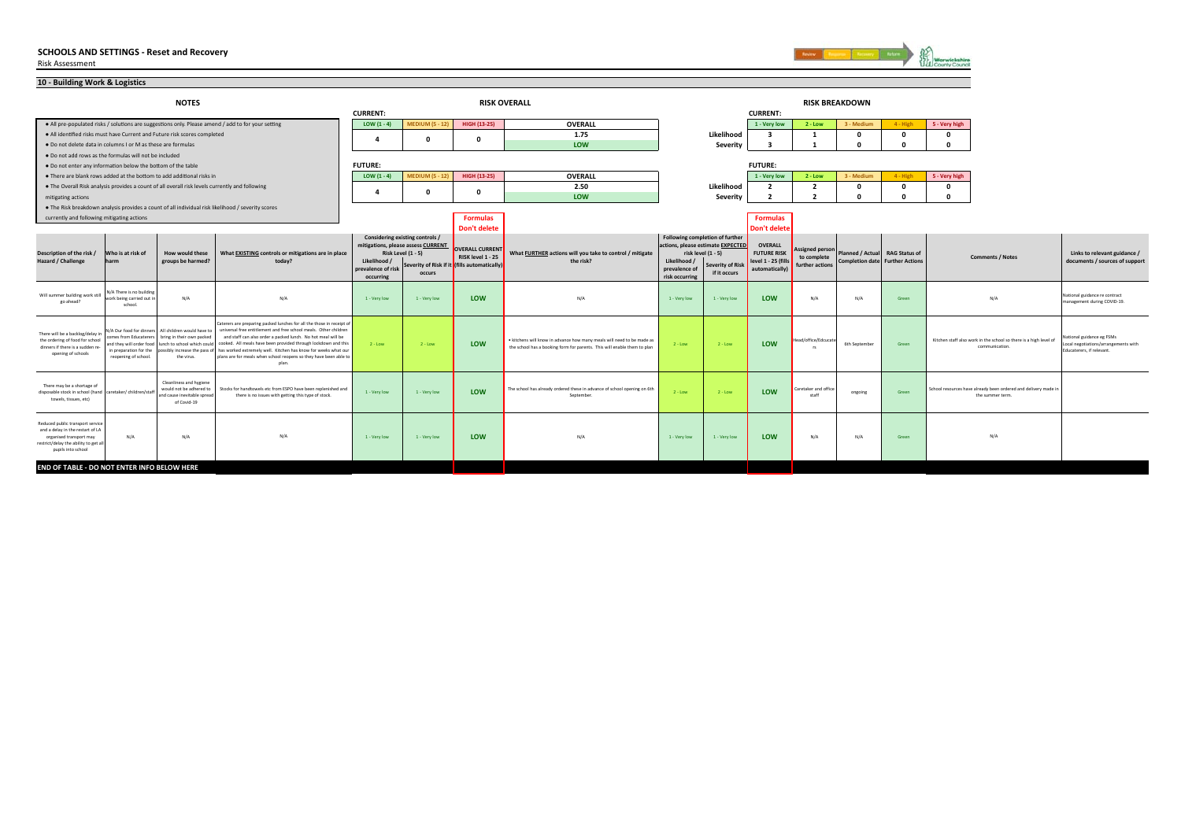# SCHOOLS AND SETTINGS - Reset and Recovery

Risk Assessment

Review | Response | Recovery | Return

Warwickshire County Council

## 10 - Building Work & Logistics

### NOTES

- All pre-populated risks / solutions are suggestions only. Please amend / add to for your setting
- All identified risks must have Current and Future risk scores completed
- Do not delete data in columns I or M as these are formulas
- Do not add rows as the formulas will not be included
- Do not enter any information below the bottom of the table
- There are blank rows added at the bottom to add additional risks in
- The Overall Risk analysis provides a count of all overall risk levels currently and following mitigating actions
- The Risk breakdown analysis provides a count of all individual risk likelihood / severity scores currently and following mitigating actions

### RISK OVERALL

**CURRENT:**

| LOW (1 - 4) | MEDIUM (5 - 12) | HIGH (13-25) | OVERALL |
|---|---|---|---|
| 4 | 0 | 0 | 1.75 |
| | | | LOW |

**FUTURE:**

| LOW (1 - 4) | MEDIUM (5 - 12) | HIGH (13-25) | OVERALL |
|---|---|---|---|
| 4 | 0 | 0 | 2.50 |
| | | | LOW |

### RISK BREAKDOWN

**CURRENT:**

| | 1 - Very low | 2 - Low | 3 - Medium | 4 - High | 5 - Very high |
|---|---|---|---|---|---|
| Likelihood | 3 | 1 | 0 | 0 | 0 |
| Severity | 3 | 1 | 0 | 0 | 0 |

**FUTURE:**

| | 1 - Very low | 2 - Low | 3 - Medium | 4 - High | 5 - Very high |
|---|---|---|---|---|---|
| Likelihood | 2 | 2 | 0 | 0 | 0 |
| Severity | 2 | 2 | 0 | 0 | 0 |

| Description of the risk / Hazard / Challenge | Who is at risk of harm | How would these groups be harmed? | What EXISTING controls or mitigations are in place today? | Considering existing controls / mitigations, please assess CURRENT Risk Level (1 - 5): Likelihood / prevalence of risk occurring | Severity of Risk if it occurs | OVERALL CURRENT RISK level 1 - 25 (fills automatically) (Formulas Don't delete) | What FURTHER actions will you take to control / mitigate the risk? | Following completion of further actions, please estimate EXPECTED risk level (1 - 5): Likelihood / prevalence of risk occurring | Severity of Risk if it occurs | OVERALL FUTURE RISK level 1 - 25 (fills automatically) (Formulas Don't delete) | Assigned person to complete further actions | Planned / Actual Completion date | RAG Status of Further Actions | Comments / Notes | Links to relevant guidance / documents / sources of support |
|---|---|---|---|---|---|---|---|---|---|---|---|---|---|---|---|
| Will summer building work still go ahead? | N/A There is no building work being carried out in school. | N/A | N/A | 1 - Very low | 1 - Very low | LOW | N/A | 1 - Very low | 1 - Very low | LOW | N/A | N/A | Green | N/A | National guidance re contract management during COVID-19. |
| There will be a backlog/delay in the ordering of food for school dinners if there is a sudden re-opening of schools | N/A Our food for dinners comes from Educateers and they will order food in preparation for the reopening of school. | All children would have to bring in their own packed lunch to school which could possibly increase the pass of the virus. | Caterers are preparing packed lunches for all the those in receipt of universal free entitlement and free school meals. Other children and staff can also order a packed lunch. No hot meal will be cooked. All meals have been provided through lockdown and this has worked extremely well. Kitchen has know for weeks what our plans are for meals when school reopens so they have been able to plan. | 2 - Low | 2 - Low | LOW | • kitchens will know in advance how many meals will need to be made as the school has a booking form for parents. This will enable them to plan | 2 - Low | 2 - Low | LOW | Head/office/Edcucaters | 6th September | Green | Kitchen staff also work in the school so there is a high level of communication. | National guidance eg FSMs Local negotiations/arrangements with Educaterers, if relevant. |
| There may be a shortage of disposable stock in school (hand towels, tissues, etc) | caretaker/ children/staff | Cleanliness and hygiene would not be adhered to and cause inevitable spread of Covid-19 | Stocks for handtowels etc from ESPO have been replenished and there is no issues with getting this type of stock. | 1 - Very low | 1 - Very low | LOW | The school has already ordered these in advance of school opening on 6th September. | 2 - Low | 2 - Low | LOW | Caretaker and office staff | ongoing | Green | School resources have already been ordered and delivery made in the summer term. | |
| Reduced public transport service and a delay in the restart of LA organised transport may restrict/delay the ability to get all pupils into school | N/A | N/A | N/A | 1 - Very low | 1 - Very low | LOW | N/A | 1 - Very low | 1 - Very low | LOW | N/A | N/A | Green | N/A | |

**END OF TABLE - DO NOT ENTER INFO BELOW HERE**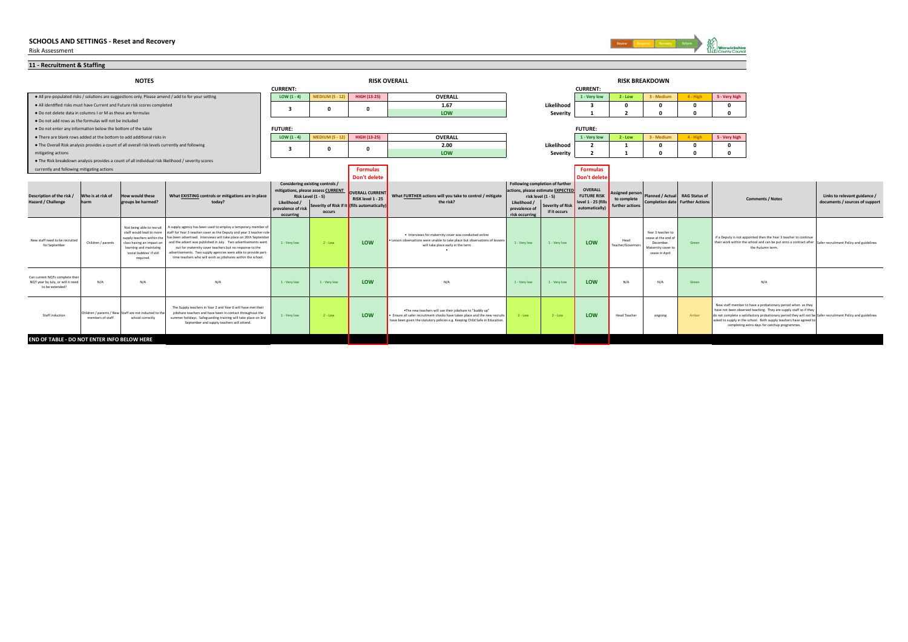# SCHOOLS AND SETTINGS - Reset and Recovery

Risk Assessment

## 11 - Recruitment & Staffing

### NOTES

- All pre-populated risks / solutions are suggestions only. Please amend / add to for your setting
- All identified risks must have Current and Future risk scores completed
- Do not delete data in columns I or M as these are formulas
- Do not add rows as the formulas will not be included
- Do not enter any information below the bottom of the table
- There are blank rows added at the bottom to add additional risks in
- The Overall Risk analysis provides a count of all overall risk levels currently and following mitigating actions
- The Risk breakdown analysis provides a count of all individual risk likelihood / severity scores currently and following mitigating actions

### RISK OVERALL

**CURRENT:**

| LOW (1 - 4) | MEDIUM (5 - 12) | HIGH (13-25) | OVERALL |
|---|---|---|---|
| 3 | 0 | 0 | 1.67 |
| | | | LOW |

**FUTURE:**

| LOW (1 - 4) | MEDIUM (5 - 12) | HIGH (13-25) | OVERALL |
|---|---|---|---|
| 3 | 0 | 0 | 2.00 |
| | | | LOW |

### RISK BREAKDOWN

**CURRENT:**

| | 1 - Very low | 2 - Low | 3 - Medium | 4 - High | 5 - Very high |
|---|---|---|---|---|---|
| Likelihood | 3 | 0 | 0 | 0 | 0 |
| Severity | 1 | 2 | 0 | 0 | 0 |

**FUTURE:**

| | 1 - Very low | 2 - Low | 3 - Medium | 4 - High | 5 - Very high |
|---|---|---|---|---|---|
| Likelihood | 2 | 1 | 0 | 0 | 0 |
| Severity | 2 | 1 | 0 | 0 | 0 |

| Description of the risk / Hazard / Challenge | Who is at risk of harm | How would these groups be harmed? | What EXISTING controls or mitigations are in place today? | Considering existing controls / mitigations, please assess CURRENT Risk Level (1 - 5): Likelihood / prevalence of risk occurring | Severity of Risk if it occurs | Formulas Don't delete: OVERALL CURRENT RISK level 1 - 25 (fills automatically) | What FURTHER actions will you take to control / mitigate the risk? | Following completion of further actions, please estimate EXPECTED risk level (1 - 5): Likelihood / prevalence of risk occurring | Severity of Risk if it occurs | Formulas Don't delete: OVERALL FUTURE RISK level 1 - 25 (fills automatically) | Assigned person to complete further actions | Planned / Actual Completion date | RAG Status of Further Actions | Comments / Notes | Links to relevant guidance / documents / sources of support |
|---|---|---|---|---|---|---|---|---|---|---|---|---|---|---|---|
| New staff need to be recruited for September | Children / parents | Not being able to recruit staff would lead to more supply teachers within the class having an impact on learning and maintaining 'social bubbles' if still required. | A supply agency has been used to employ a temporary member of staff for Year 3 teacher cover as the Deputy and year 3 teacher role has been advertised. Interviews will take place on 20th September and the advert was published in July. Two advertisements went out for maternity cover teachers but no response to the advertisements. Two supply agencies were able to provide part-time teachers who will work as jobshares within the school. | 1 - Very low | 2 - Low | LOW | • Interviews for maternity cover was conducted online<br>• Lesson observations were unable to take place but observations of lessons will take place early in the term<br>• | 1 - Very low | 1 - Very low | LOW | Head Teacher/Governors | Year 3 teacher to cease at the end of December. Maternity cover to cease in April | Green | If a Deputy is not appointed then the Year 3 teacher to continue their work within the school and can be put onto a contract after the Autumn term. | Safer recruitment Policy and guidelines |
| Can current NQTs complete their NQT year by July, or will it need to be extended? | N/A | N/A | N/A | 1 - Very low | 1 - Very low | LOW | N/A | 1 - Very low | 1 - Very low | LOW | N/A | N/A | Green | N/A | |
| Staff induction | Children / parents / New members of staff | Staff are not inducted to the school correctly | The Supply teachers in Year 2 and Year 6 will have met their jobshare teachers and have been in contact throughout the summer holidays. Safeguarding training will take place on 3rd September and supply teachers will attend. | 1 - Very low | 2 - Low | LOW | •The new teachers will use their jobshare to "buddy up"<br>• Ensure all safer recruitment checks have taken place and the new recruits have been given the statutory policies e.g. Keeping Child Safe in Education. | 2 - Low | 2 - Low | LOW | Head Teacher | ongoing | Amber | New staff member to have a probationary period when as they have not been observed teaching. They are supply staff so if they do not complete a satisfactory probationary period they will not be asked to supply in the school. Both supply teachers have agreed to completing extra days for catchup programmes. | Safer recruitment Policy and guidelines |

**END OF TABLE - DO NOT ENTER INFO BELOW HERE**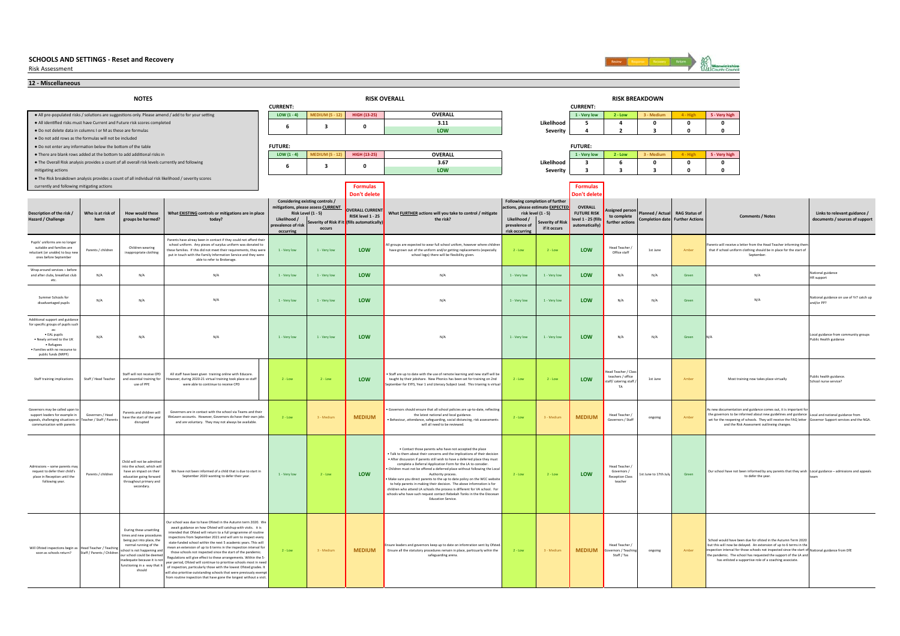# SCHOOLS AND SETTINGS - Reset and Recovery

Risk Assessment

## 12 - Miscellaneous

### NOTES

- All pre-populated risks / solutions are suggestions only. Please amend / add to for your setting
- All identified risks must have Current and Future risk scores completed
- Do not delete data in columns I or M as these are formulas
- Do not add rows as the formulas will not be included
- Do not enter any information below the bottom of the table
- There are blank rows added at the bottom to add additional risks in
- The Overall Risk analysis provides a count of all overall risk levels currently and following mitigating actions
- The Risk breakdown analysis provides a count of all individual risk likelihood / severity scores currently and following mitigating actions

### RISK OVERALL

**CURRENT:**

| LOW (1 - 4) | MEDIUM (5 - 12) | HIGH (13-25) | OVERALL |
|---|---|---|---|
| 6 | 3 | 0 | 3.11 |
| | | | LOW |

**FUTURE:**

| LOW (1 - 4) | MEDIUM (5 - 12) | HIGH (13-25) | OVERALL |
|---|---|---|---|
| 6 | 3 | 0 | 3.67 |
| | | | LOW |

### RISK BREAKDOWN

**CURRENT:**

| | 1 - Very low | 2 - Low | 3 - Medium | 4 - High | 5 - Very high |
|---|---|---|---|---|---|
| Likelihood | 5 | 4 | 0 | 0 | 0 |
| Severity | 4 | 2 | 3 | 0 | 0 |

**FUTURE:**

| | 1 - Very low | 2 - Low | 3 - Medium | 4 - High | 5 - Very high |
|---|---|---|---|---|---|
| Likelihood | 3 | 6 | 0 | 0 | 0 |
| Severity | 3 | 3 | 3 | 0 | 0 |

| Description of the risk / Hazard / Challenge | Who is at risk of harm | How would these groups be harmed? | What EXISTING controls or mitigations are in place today? | Considering existing controls / mitigations, please assess CURRENT Risk Level (1 - 5): Likelihood / prevalence of risk occurring | Severity of Risk if it occurs | OVERALL CURRENT RISK level 1 - 25 (fills automatically) (Formulas Don't delete) | What FURTHER actions will you take to control / mitigate the risk? | Following completion of further actions, please estimate EXPECTED risk level (1 - 5): Likelihood / prevalence of risk occurring | Severity of Risk if it occurs | OVERALL FUTURE RISK level 1 - 25 (fills automatically) (Formulas Don't delete) | Assigned person to complete further actions | Planned / Actual Completion date | RAG Status of Further Actions | Comments / Notes | Links to relevant guidance / documents / sources of support |
|---|---|---|---|---|---|---|---|---|---|---|---|---|---|---|---|
| Pupils' uniforms are no longer suitable and families are reluctant (or unable) to buy new ones before September | Parents / children | Children wearing inappropriate clothing | Parents have alreay been in contact if they could not afford their school uniform. Any pieces of surplus uniform was donated to these families. If this did not meet their requirements, they were put in touch with the Family Information Service and they were able to refer to Brokerage. | 1 - Very low | 1 - Very low | LOW | All groups are expected to wear full school uniform, however where children have grown out of the uniform and/or getting replacements (especially school logo) there will be flexibility given. | 2 - Low | 2 - Low | LOW | Head Teacher / Office staff | 1st June | Amber | Parents will receive a letter from the Head Teacher informing them that if school uniform clothing should be in place for the start of September. | |
| Wrap around services – before and after clubs, breakfast club etc. | N/A | N/A | N/A | 1 - Very low | 1 - Very low | LOW | N/A | 1 - Very low | 1 - Very low | LOW | N/A | N/A | Green | N/A | National guidance HR support |
| Summer Schools for disadvantaged pupils | N/A | N/A | N/A | 1 - Very low | 1 - Very low | LOW | N/A | 1 - Very low | 1 - Very low | LOW | N/A | N/A | Green | N/A | National guidance on use of Yr7 catch up and/or PP? |
| Additional support and guidance for specific groups of pupils such as: • EAL pupils • Newly arrived to the UK • Refugees • Families with no recourse to public funds (NRPF) | N/A | N/A | N/A | 1 - Very low | 1 - Very low | LOW | N/A | 1 - Very low | 1 - Very low | LOW | N/A | N/A | Green | N/A | Local guidance from community groups Public Health guidance |
| Staff training implications | Staff / Head Teacher | Staff will not receive CPD and essential training for use of PPE | All staff have been given training online with Educare. However, during 2020-21 virtual training took place so staff were able to continue to receive CPD | 2 - Low | 2 - Low | LOW | • Staff are up to date with the use of remote learning and new staff will be taught by their jobshare. New Phonics has been set for training on 2nd September for EYFS, Year 1 and Literacy Subject Lead. This training is virtual | 2 - Low | 2 - Low | LOW | Head Teacher / Class teachers / office staff / catering staff / TA | 1st June | Amber | Most training now takes place virtually | Public health guidance. School nurse service? |
| Governors may be called upon to support leaders for example in appeals, challenging situations or communication with parents | Governors / Head Teacher / Staff / Parents | Parents and children will have the start of the year disrupted | Governors are in contact with the school via Teams and their Welearn accounts. However, Governors do have their own jobs and are voluntary. They may not always be available. | 2 - Low | 3 - Medium | MEDIUM | • Governors should ensure that all school policies are up-to-date, reflecting the latest national and local guidance. • Behaviour, attendance, safeguarding, social distancing, risk assessments will all need to be reviewed. | 2 - Low | 3 - Medium | MEDIUM | Head Teacher / Governors / Staff | ongoing | Amber | As new documentation and guidance comes out, it is important for the governors to be informed about new guidelines and guidance set for the reopening of schools. They will receive the FAQ letter and the Risk Assessment outlineing changes. | Local and national guidance from Governor Support services and the NGA. |
| Admissions – some parents may request to defer their child's place in Reception until the following year. | Parents / children | Child will not be admitted into the school, which will have an impact on their education going forward throughout primary and secondary. | We have not been informed of a child that is due to start in September 2020 wanting to defer their year. | 1 - Very low | 2 - Low | LOW | • Contact those parents who have not accepted the place • Talk to them about their concerns and the implications of their decision • After discussion if parents still wish to have a deferred place they must complete a Deferral Application Form for the LA to consider. • Children must not be offered a deferred place without following the Local Authority process. • Make sure you direct parents to the up to date policy on the WCC website to help parents in making their decision. The above information is for children who attend LA schools the process is different for VA school. For schools who have such request contact Rebekah Tonks in the Diocesan Education Service. | 2 - Low | 2 - Low | LOW | Head Teacher / Governors / Reception Class teacher | 1st June to 17th July | Green | Our school have not been informed by any parents that they wish to defer the year. | Local guidance – admissions and appeals team |
| Will Ofsted inspections begin as soon as schools return? | Head Teacher / Teaching Staff / Parents / Children | During these unsettling times and new procedures being put into place, the normal running of the school is not happening and our school could be deemed inadequate because it is not functioning in a way that it should | Our school was due to have Ofsted in the Autumn term 2020. We await guidance on how Ofsted will catchup with visits. It is intended that Ofsted will return to a full programme of routine inspections from September 2021 and will aim to inspect every state-funded school within the next 5 academic years. This will mean an extension of up to 6 terms in the inspection interval for those schools not inspected since the start of the pandemic. Regulations will give effect to these arrangements. Within the 5-year period, Ofsted will continue to prioritise schools most in need of inspection, particularly those with the lowest Ofsted grades. It will also prioritise outstanding schools that were previously exempt from routine inspection that have gone the longest without a visit. | 2 - Low | 3 - Medium | MEDIUM | Ensure leaders and governors keep up to date on infomration sent by Ofsted. Ensure all the statutory procedures remain in place, particuarly within the safeguarding arena. | 2 - Low | 3 - Medium | MEDIUM | Head Teacher / Governors / Teaching Staff / Tas | ongoing | Amber | School would have been due for ofsted in the Autumn Term 2020 but this will now be delayed. An extension of up to 6 terms in the inspection interval for those schools not inspected since the start of the pandemic. The school has requested the support of the LA and has enlisted a supportive role of a coaching associate. | National guidance from DfE |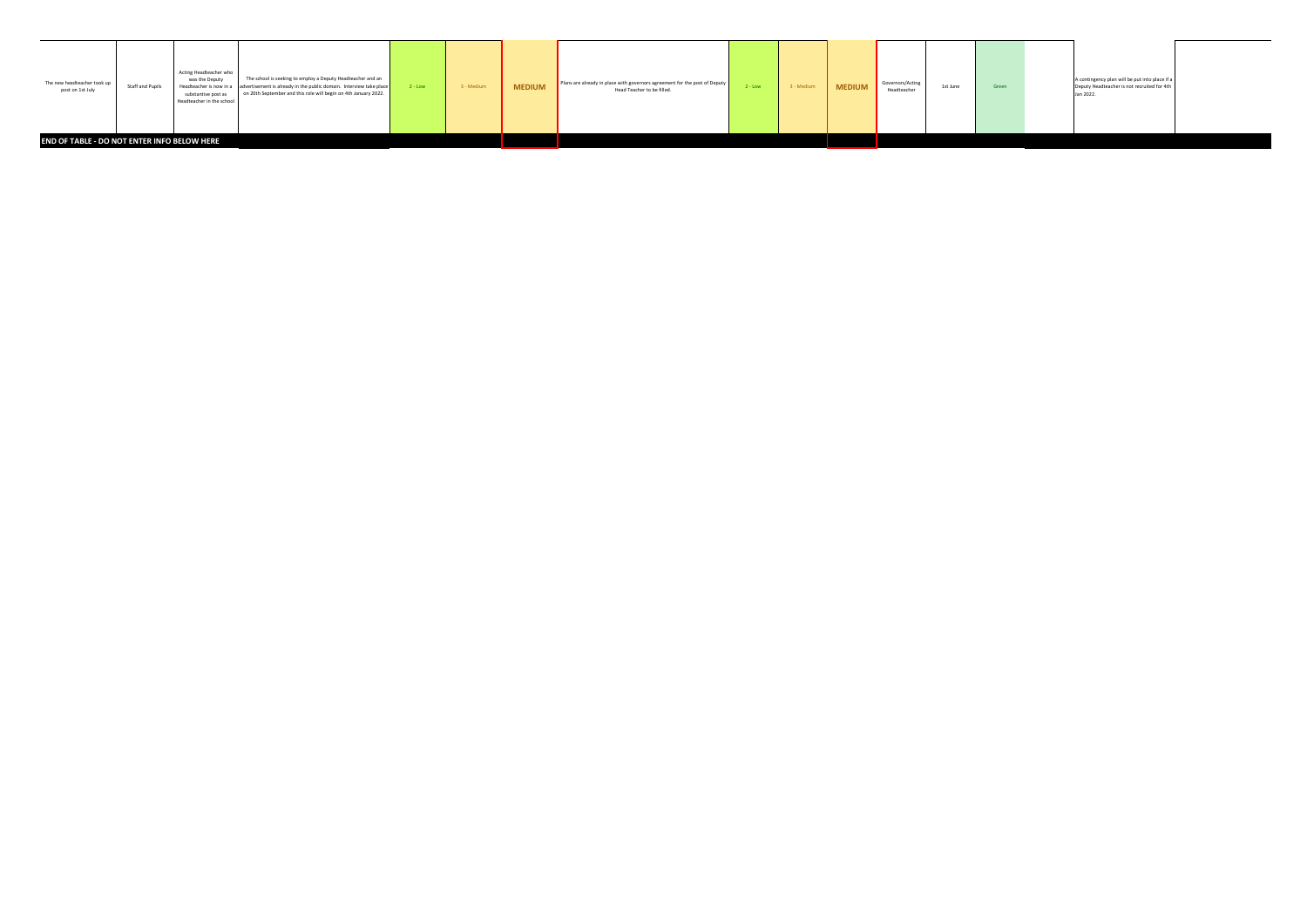| | | | | | | | | | | | | | | | |
|---|---|---|---|---|---|---|---|---|---|---|---|---|---|---|---|
| The new headteacher took up post on 1st July | Staff and Pupils | Acting Headteacher who was the Deputy Headteacher is now in a substantive post as Headteacher in the school | The school is seeking to employ a Deputy Headteacher and an advertisement is already in the public domain. Interview take place on 20th September and this role will begin on 4th January 2022. | 2 - Low | 3 - Medium | MEDIUM | Plans are already in place with governors agreement for the post of Deputy Head Teacher to be filled. | 2 - Low | 3 - Medium | MEDIUM | Governors/Acting Headteacher | 1st June | Green | | A contingency plan will be put into place if a Deputy Headteacher is not recruited for 4th Jan 2022. |

**END OF TABLE - DO NOT ENTER INFO BELOW HERE**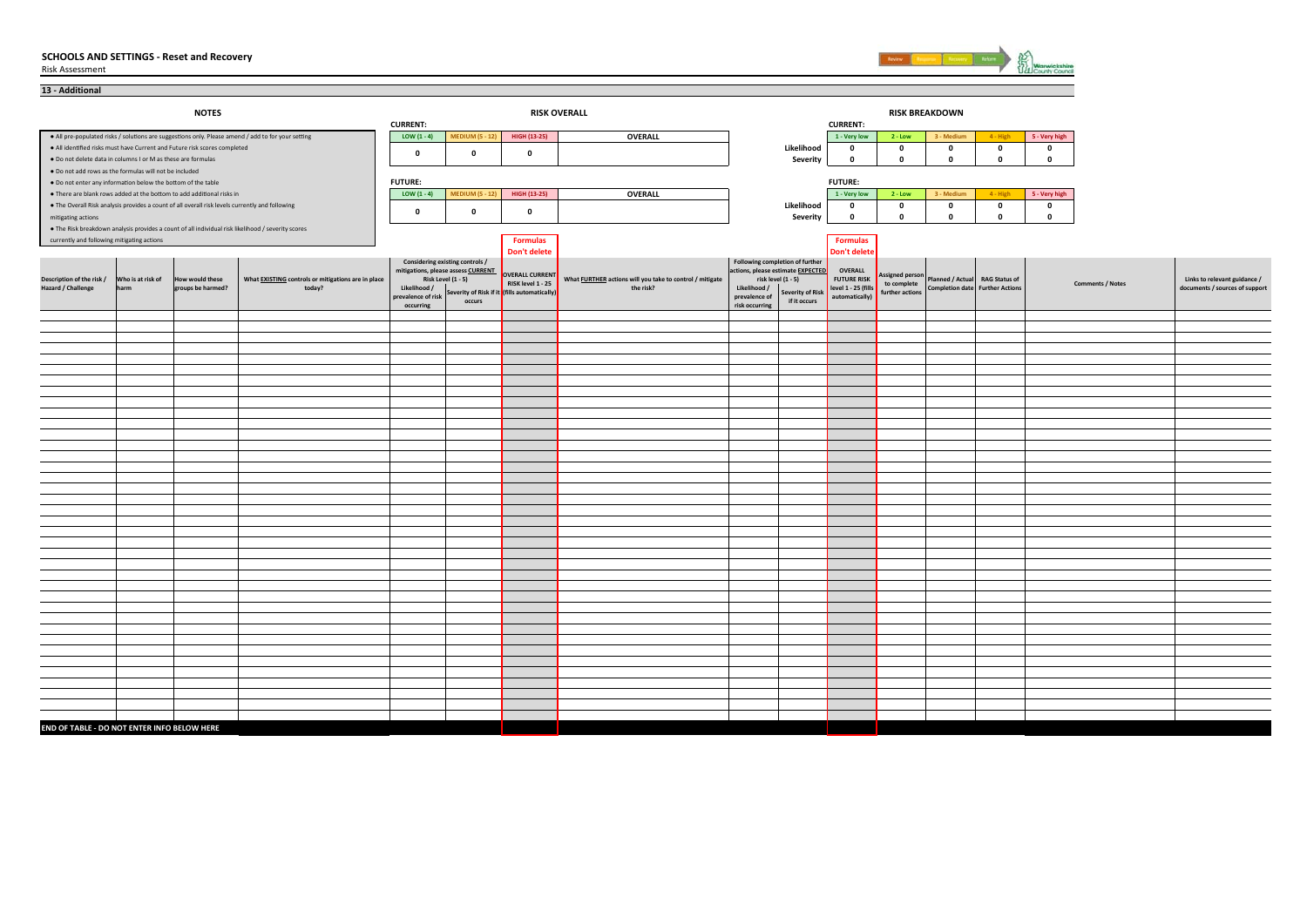# SCHOOLS AND SETTINGS - Reset and Recovery

Risk Assessment

Review | Response | Recovery | Reform

## 13 - Additional

### NOTES

- All pre-populated risks / solutions are suggestions only. Please amend / add to for your setting
- All identified risks must have Current and Future risk scores completed
- Do not delete data in columns I or M as these are formulas
- Do not add rows as the formulas will not be included
- Do not enter any information below the bottom of the table
- There are blank rows added at the bottom to add additional risks in
- The Overall Risk analysis provides a count of all overall risk levels currently and following mitigating actions
- The Risk breakdown analysis provides a count of all individual risk likelihood / severity scores currently and following mitigating actions

### RISK OVERALL

**CURRENT:**

| LOW (1 - 4) | MEDIUM (5 - 12) | HIGH (13-25) | OVERALL |
|---|---|---|---|
| 0 | 0 | 0 | |

**FUTURE:**

| LOW (1 - 4) | MEDIUM (5 - 12) | HIGH (13-25) | OVERALL |
|---|---|---|---|
| 0 | 0 | 0 | |

### RISK BREAKDOWN

**CURRENT:**

| | 1 - Very low | 2 - Low | 3 - Medium | 4 - High | 5 - Very high |
|---|---|---|---|---|---|
| Likelihood | 0 | 0 | 0 | 0 | 0 |
| Severity | 0 | 0 | 0 | 0 | 0 |

**FUTURE:**

| | 1 - Very low | 2 - Low | 3 - Medium | 4 - High | 5 - Very high |
|---|---|---|---|---|---|
| Likelihood | 0 | 0 | 0 | 0 | 0 |
| Severity | 0 | 0 | 0 | 0 | 0 |

| Description of the risk / Hazard / Challenge | Who is at risk of harm | How would these groups be harmed? | What **EXISTING** controls or mitigations are in place today? | Considering existing controls / mitigations, please assess **CURRENT** Risk Level (1 - 5) | | Formulas Don't delete | What **FURTHER** actions will you take to control / mitigate the risk? | Following completion of further actions, please estimate **EXPECTED** risk level (1 - 5) | | Formulas Don't delete | Assigned person to complete further actions | Planned / Actual Completion date | RAG Status of Further Actions | Comments / Notes | Links to relevant guidance / documents / sources of support |
|---|---|---|---|---|---|---|---|---|---|---|---|---|---|---|---|
| | | | | Likelihood / prevalence of risk occurring | Severity of Risk if it occurs | OVERALL CURRENT RISK level 1 - 25 (fills automatically) | | Likelihood / prevalence of risk occurring | Severity of Risk if it occurs | OVERALL FUTURE RISK level 1 - 25 (fills automatically) | | | | | |
| | | | | | | | | | | | | | | | |
| | | | | | | | | | | | | | | | |
| | | | | | | | | | | | | | | | |
| | | | | | | | | | | | | | | | |
| | | | | | | | | | | | | | | | |
| | | | | | | | | | | | | | | | |
| | | | | | | | | | | | | | | | |
| | | | | | | | | | | | | | | | |
| | | | | | | | | | | | | | | | |
| | | | | | | | | | | | | | | | |
| **END OF TABLE - DO NOT ENTER INFO BELOW HERE** | | | | | | | | | | | | | | | |